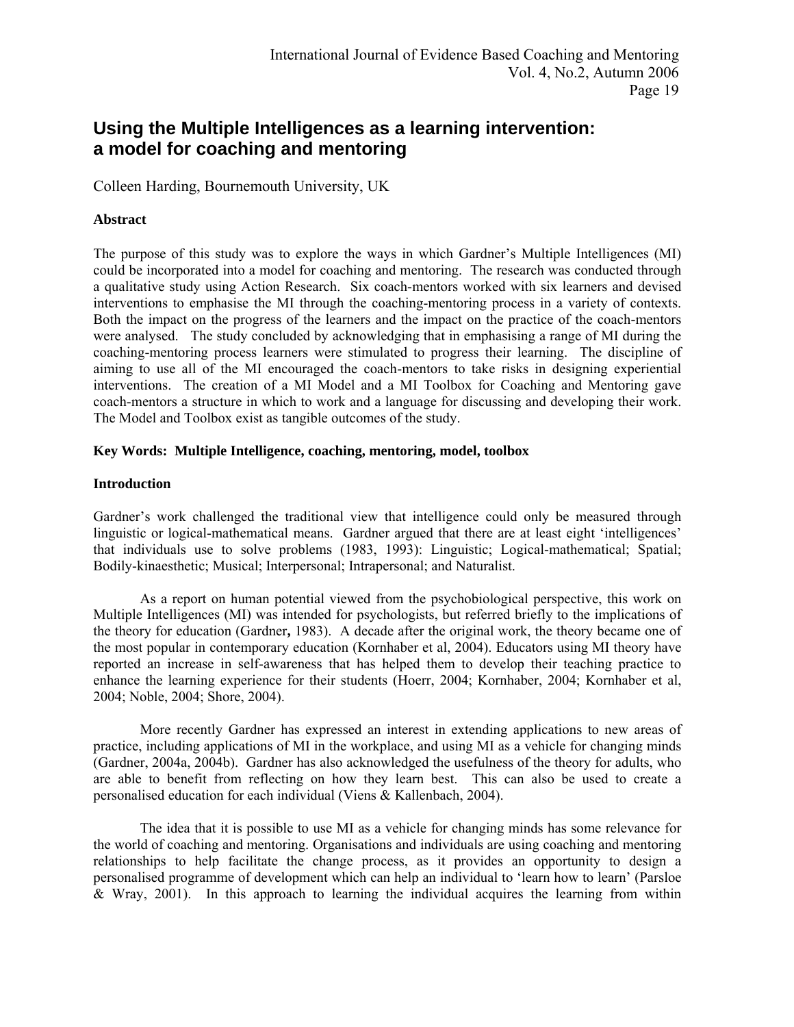# Using the Multiple Intelligences as a learning intervention: a model for coaching and mentoring

Colleen Harding, Bournemouth University, UK

**Abstract**

The purpose of this study was to explore the ways in which Gardner's Multiple Intelligences (MI) could be incorporated into a model for coaching and mentoring. The research was conducted through a qualitative study using Action Research. Six coach-mentors worked with six learners and devised interventions to emphasise the MI through the coaching-mentoring process in a variety of contexts. Both the impact on the progress of the learners and the impact on the practice of the coach-mentors were analysed. The study concluded by acknowledging that in emphasising a range of MI during the coaching-mentoring process learners were stimulated to progress their learning. The discipline of aiming to use all of the MI encouraged the coach-mentors to take risks in designing experiential interventions. The creation of a MI Model and a MI Toolbox for Coaching and Mentoring gave coach-mentors a structure in which to work and a language for discussing and developing their work. The Model and Toolbox exist as tangible outcomes of the study.

**Key Words: Multiple Intelligence, coaching, mentoring, model, toolbox**

**Introduction**

Gardner's work challenged the traditional view that intelligence could only be measured through linguistic or logical-mathematical means. Gardner argued that there are at least eight 'intelligences' that individuals use to solve problems (1983, 1993): Linguistic; Logical-mathematical; Spatial; Bodily-kinaesthetic; Musical; Interpersonal; Intrapersonal; and Naturalist.

As a report on human potential viewed from the psychobiological perspective, this work on Multiple Intelligences (MI) was intended for psychologists, but referred briefly to the implications of the theory for education (Gardner**,** 1983). A decade after the original work, the theory became one of the most popular in contemporary education (Kornhaber et al, 2004). Educators using MI theory have reported an increase in self-awareness that has helped them to develop their teaching practice to enhance the learning experience for their students (Hoerr, 2004; Kornhaber, 2004; Kornhaber et al, 2004; Noble, 2004; Shore, 2004).

More recently Gardner has expressed an interest in extending applications to new areas of practice, including applications of MI in the workplace, and using MI as a vehicle for changing minds (Gardner, 2004a, 2004b). Gardner has also acknowledged the usefulness of the theory for adults, who are able to benefit from reflecting on how they learn best. This can also be used to create a personalised education for each individual (Viens & Kallenbach, 2004).

The idea that it is possible to use MI as a vehicle for changing minds has some relevance for the world of coaching and mentoring. Organisations and individuals are using coaching and mentoring relationships to help facilitate the change process, as it provides an opportunity to design a personalised programme of development which can help an individual to 'learn how to learn' (Parsloe & Wray, 2001). In this approach to learning the individual acquires the learning from within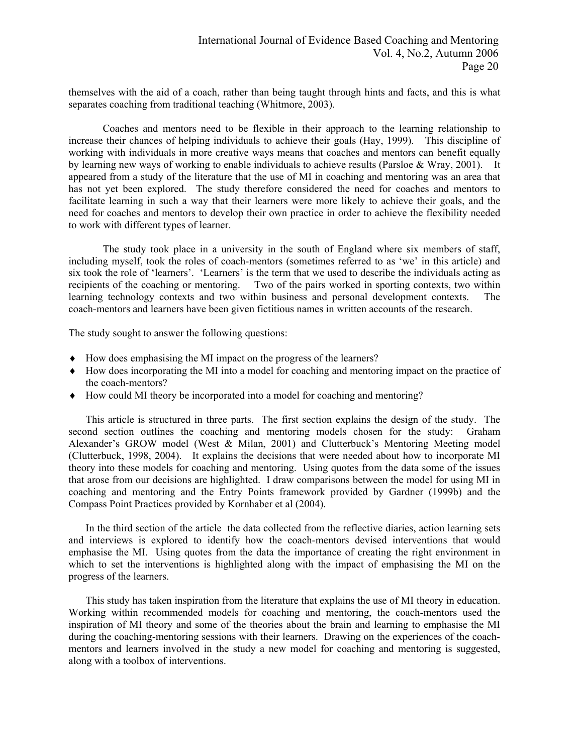themselves with the aid of a coach, rather than being taught through hints and facts, and this is what separates coaching from traditional teaching (Whitmore, 2003).

Coaches and mentors need to be flexible in their approach to the learning relationship to increase their chances of helping individuals to achieve their goals (Hay, 1999). This discipline of working with individuals in more creative ways means that coaches and mentors can benefit equally by learning new ways of working to enable individuals to achieve results (Parsloe & Wray, 2001). It appeared from a study of the literature that the use of MI in coaching and mentoring was an area that has not yet been explored. The study therefore considered the need for coaches and mentors to facilitate learning in such a way that their learners were more likely to achieve their goals, and the need for coaches and mentors to develop their own practice in order to achieve the flexibility needed to work with different types of learner.

The study took place in a university in the south of England where six members of staff, including myself, took the roles of coach-mentors (sometimes referred to as 'we' in this article) and six took the role of 'learners'. 'Learners' is the term that we used to describe the individuals acting as recipients of the coaching or mentoring. Two of the pairs worked in sporting contexts, two within learning technology contexts and two within business and personal development contexts. The coach-mentors and learners have been given fictitious names in written accounts of the research.

The study sought to answer the following questions:

- How does emphasising the MI impact on the progress of the learners?
- How does incorporating the MI into a model for coaching and mentoring impact on the practice of the coach-mentors?
- How could MI theory be incorporated into a model for coaching and mentoring?

This article is structured in three parts. The first section explains the design of the study. The second section outlines the coaching and mentoring models chosen for the study: Graham Alexander's GROW model (West & Milan, 2001) and Clutterbuck's Mentoring Meeting model (Clutterbuck, 1998, 2004). It explains the decisions that were needed about how to incorporate MI theory into these models for coaching and mentoring. Using quotes from the data some of the issues that arose from our decisions are highlighted. I draw comparisons between the model for using MI in coaching and mentoring and the Entry Points framework provided by Gardner (1999b) and the Compass Point Practices provided by Kornhaber et al (2004).

In the third section of the article the data collected from the reflective diaries, action learning sets and interviews is explored to identify how the coach-mentors devised interventions that would emphasise the MI. Using quotes from the data the importance of creating the right environment in which to set the interventions is highlighted along with the impact of emphasising the MI on the progress of the learners.

This study has taken inspiration from the literature that explains the use of MI theory in education. Working within recommended models for coaching and mentoring, the coach-mentors used the inspiration of MI theory and some of the theories about the brain and learning to emphasise the MI during the coaching-mentoring sessions with their learners. Drawing on the experiences of the coach-mentors and learners involved in the study a new model for coaching and mentoring is suggested, along with a toolbox of interventions.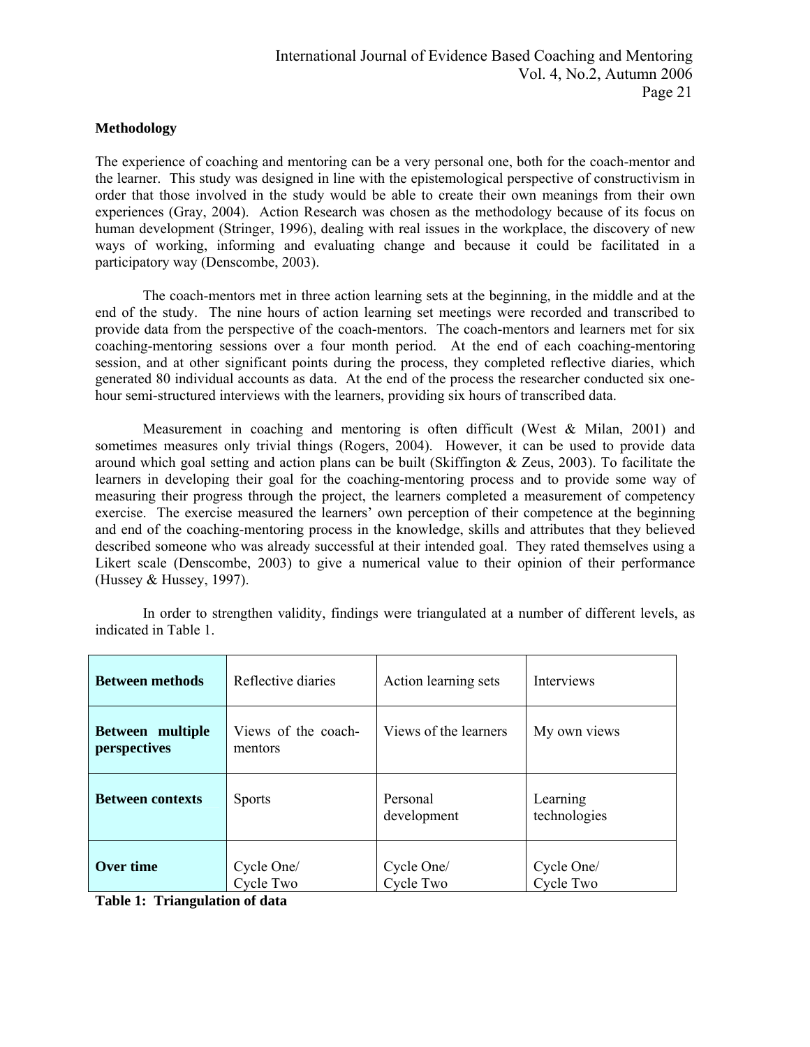## Methodology

The experience of coaching and mentoring can be a very personal one, both for the coach-mentor and the learner. This study was designed in line with the epistemological perspective of constructivism in order that those involved in the study would be able to create their own meanings from their own experiences (Gray, 2004). Action Research was chosen as the methodology because of its focus on human development (Stringer, 1996), dealing with real issues in the workplace, the discovery of new ways of working, informing and evaluating change and because it could be facilitated in a participatory way (Denscombe, 2003).

The coach-mentors met in three action learning sets at the beginning, in the middle and at the end of the study. The nine hours of action learning set meetings were recorded and transcribed to provide data from the perspective of the coach-mentors. The coach-mentors and learners met for six coaching-mentoring sessions over a four month period. At the end of each coaching-mentoring session, and at other significant points during the process, they completed reflective diaries, which generated 80 individual accounts as data. At the end of the process the researcher conducted six one-hour semi-structured interviews with the learners, providing six hours of transcribed data.

Measurement in coaching and mentoring is often difficult (West & Milan, 2001) and sometimes measures only trivial things (Rogers, 2004). However, it can be used to provide data around which goal setting and action plans can be built (Skiffington & Zeus, 2003). To facilitate the learners in developing their goal for the coaching-mentoring process and to provide some way of measuring their progress through the project, the learners completed a measurement of competency exercise. The exercise measured the learners' own perception of their competence at the beginning and end of the coaching-mentoring process in the knowledge, skills and attributes that they believed described someone who was already successful at their intended goal. They rated themselves using a Likert scale (Denscombe, 2003) to give a numerical value to their opinion of their performance (Hussey & Hussey, 1997).

In order to strengthen validity, findings were triangulated at a number of different levels, as indicated in Table 1.

| | | | |
|---|---|---|---|
| **Between methods** | Reflective diaries | Action learning sets | Interviews |
| **Between multiple perspectives** | Views of the coach-mentors | Views of the learners | My own views |
| **Between contexts** | Sports | Personal development | Learning technologies |
| **Over time** | Cycle One/ Cycle Two | Cycle One/ Cycle Two | Cycle One/ Cycle Two |

**Table 1: Triangulation of data**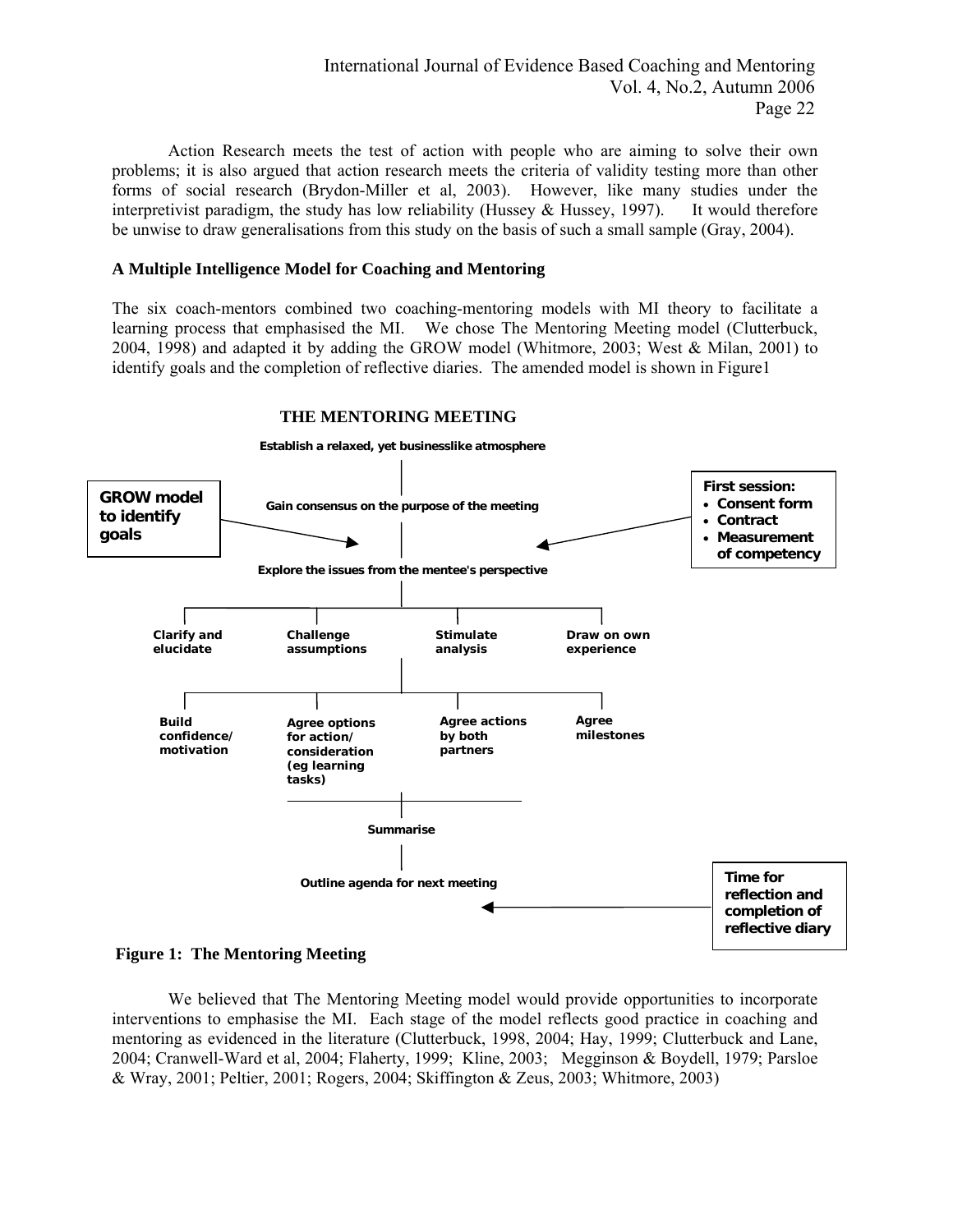Action Research meets the test of action with people who are aiming to solve their own problems; it is also argued that action research meets the criteria of validity testing more than other forms of social research (Brydon-Miller et al, 2003). However, like many studies under the interpretivist paradigm, the study has low reliability (Hussey & Hussey, 1997). It would therefore be unwise to draw generalisations from this study on the basis of such a small sample (Gray, 2004).

### A Multiple Intelligence Model for Coaching and Mentoring

The six coach-mentors combined two coaching-mentoring models with MI theory to facilitate a learning process that emphasised the MI. We chose The Mentoring Meeting model (Clutterbuck, 2004, 1998) and adapted it by adding the GROW model (Whitmore, 2003; West & Milan, 2001) to identify goals and the completion of reflective diaries. The amended model is shown in Figure1

**THE MENTORING MEETING**

Establish a relaxed, yet businesslike atmosphere

**GROW model to identify goals** → Gain consensus on the purpose of the meeting ← **First session:**
- **Consent form**
- **Contract**
- **Measurement of competency**

Explore the issues from the mentee's perspective

- Clarify and elucidate
- Challenge assumptions
- Stimulate analysis
- Draw on own experience

- Build confidence/ motivation
- Agree options for action/ consideration (eg learning tasks)
- Agree actions by both partners
- Agree milestones

Summarise

Outline agenda for next meeting ← **Time for reflection and completion of reflective diary**

**Figure 1: The Mentoring Meeting**

We believed that The Mentoring Meeting model would provide opportunities to incorporate interventions to emphasise the MI. Each stage of the model reflects good practice in coaching and mentoring as evidenced in the literature (Clutterbuck, 1998, 2004; Hay, 1999; Clutterbuck and Lane, 2004; Cranwell-Ward et al, 2004; Flaherty, 1999; Kline, 2003; Megginson & Boydell, 1979; Parsloe & Wray, 2001; Peltier, 2001; Rogers, 2004; Skiffington & Zeus, 2003; Whitmore, 2003)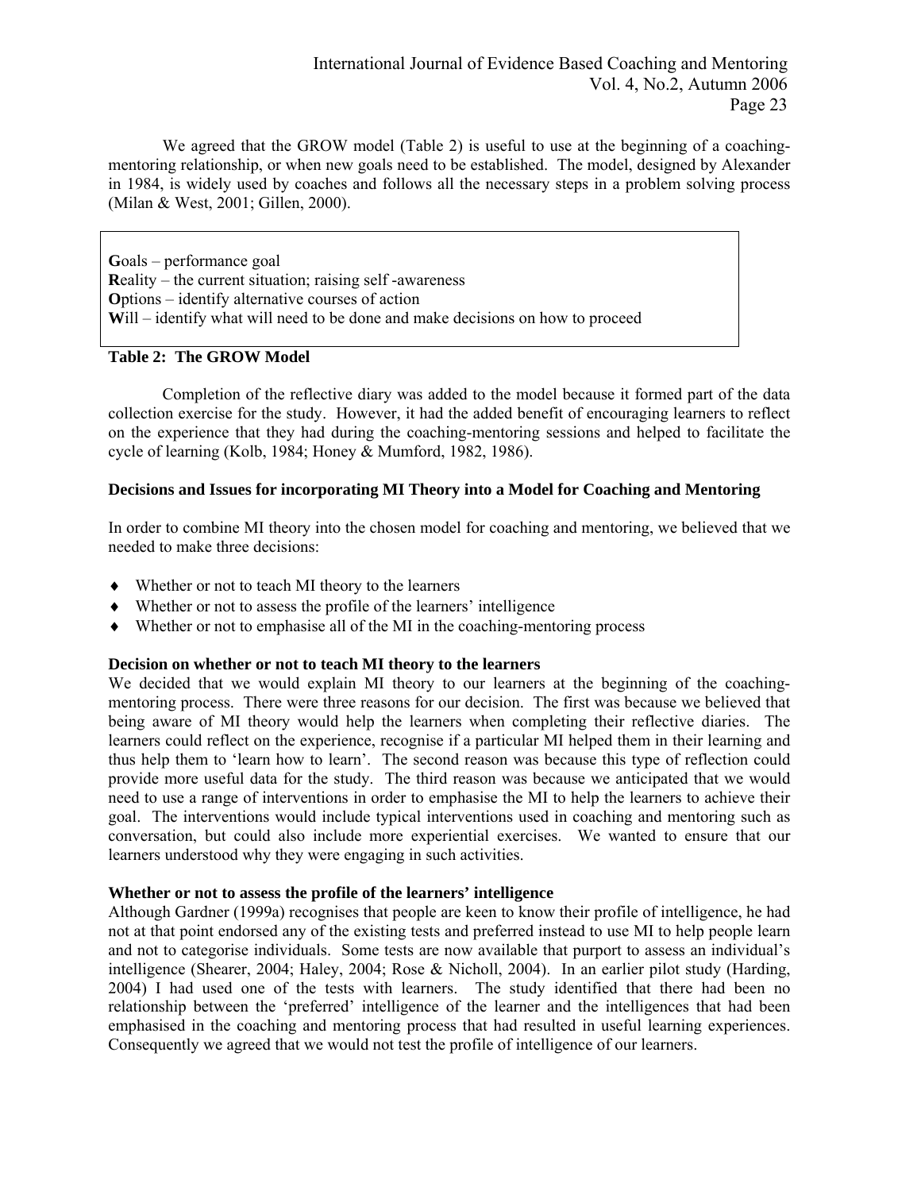We agreed that the GROW model (Table 2) is useful to use at the beginning of a coaching-mentoring relationship, or when new goals need to be established. The model, designed by Alexander in 1984, is widely used by coaches and follows all the necessary steps in a problem solving process (Milan & West, 2001; Gillen, 2000).

**G**oals – performance goal
**R**eality – the current situation; raising self -awareness
**O**ptions – identify alternative courses of action
**W**ill – identify what will need to be done and make decisions on how to proceed

**Table 2: The GROW Model**

Completion of the reflective diary was added to the model because it formed part of the data collection exercise for the study. However, it had the added benefit of encouraging learners to reflect on the experience that they had during the coaching-mentoring sessions and helped to facilitate the cycle of learning (Kolb, 1984; Honey & Mumford, 1982, 1986).

### Decisions and Issues for incorporating MI Theory into a Model for Coaching and Mentoring

In order to combine MI theory into the chosen model for coaching and mentoring, we believed that we needed to make three decisions:

- Whether or not to teach MI theory to the learners
- Whether or not to assess the profile of the learners' intelligence
- Whether or not to emphasise all of the MI in the coaching-mentoring process

#### Decision on whether or not to teach MI theory to the learners

We decided that we would explain MI theory to our learners at the beginning of the coaching-mentoring process. There were three reasons for our decision. The first was because we believed that being aware of MI theory would help the learners when completing their reflective diaries. The learners could reflect on the experience, recognise if a particular MI helped them in their learning and thus help them to 'learn how to learn'. The second reason was because this type of reflection could provide more useful data for the study. The third reason was because we anticipated that we would need to use a range of interventions in order to emphasise the MI to help the learners to achieve their goal. The interventions would include typical interventions used in coaching and mentoring such as conversation, but could also include more experiential exercises. We wanted to ensure that our learners understood why they were engaging in such activities.

#### Whether or not to assess the profile of the learners' intelligence

Although Gardner (1999a) recognises that people are keen to know their profile of intelligence, he had not at that point endorsed any of the existing tests and preferred instead to use MI to help people learn and not to categorise individuals. Some tests are now available that purport to assess an individual's intelligence (Shearer, 2004; Haley, 2004; Rose & Nicholl, 2004). In an earlier pilot study (Harding, 2004) I had used one of the tests with learners. The study identified that there had been no relationship between the 'preferred' intelligence of the learner and the intelligences that had been emphasised in the coaching and mentoring process that had resulted in useful learning experiences. Consequently we agreed that we would not test the profile of intelligence of our learners.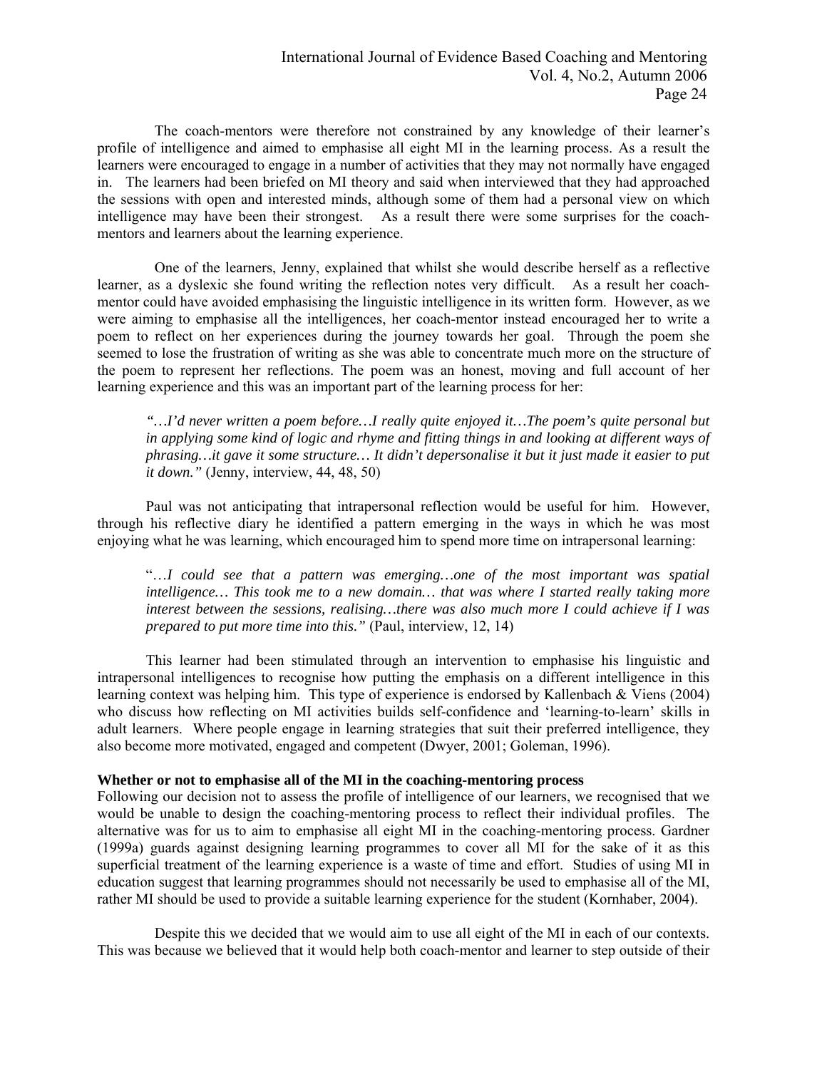The coach-mentors were therefore not constrained by any knowledge of their learner's profile of intelligence and aimed to emphasise all eight MI in the learning process. As a result the learners were encouraged to engage in a number of activities that they may not normally have engaged in. The learners had been briefed on MI theory and said when interviewed that they had approached the sessions with open and interested minds, although some of them had a personal view on which intelligence may have been their strongest. As a result there were some surprises for the coach-mentors and learners about the learning experience.

One of the learners, Jenny, explained that whilst she would describe herself as a reflective learner, as a dyslexic she found writing the reflection notes very difficult. As a result her coach-mentor could have avoided emphasising the linguistic intelligence in its written form. However, as we were aiming to emphasise all the intelligences, her coach-mentor instead encouraged her to write a poem to reflect on her experiences during the journey towards her goal. Through the poem she seemed to lose the frustration of writing as she was able to concentrate much more on the structure of the poem to represent her reflections. The poem was an honest, moving and full account of her learning experience and this was an important part of the learning process for her:

> *"…I'd never written a poem before…I really quite enjoyed it…The poem's quite personal but in applying some kind of logic and rhyme and fitting things in and looking at different ways of phrasing…it gave it some structure… It didn't depersonalise it but it just made it easier to put it down."* (Jenny, interview, 44, 48, 50)

Paul was not anticipating that intrapersonal reflection would be useful for him. However, through his reflective diary he identified a pattern emerging in the ways in which he was most enjoying what he was learning, which encouraged him to spend more time on intrapersonal learning:

> "*…I could see that a pattern was emerging…one of the most important was spatial intelligence… This took me to a new domain… that was where I started really taking more interest between the sessions, realising…there was also much more I could achieve if I was prepared to put more time into this."* (Paul, interview, 12, 14)

This learner had been stimulated through an intervention to emphasise his linguistic and intrapersonal intelligences to recognise how putting the emphasis on a different intelligence in this learning context was helping him. This type of experience is endorsed by Kallenbach & Viens (2004) who discuss how reflecting on MI activities builds self-confidence and 'learning-to-learn' skills in adult learners. Where people engage in learning strategies that suit their preferred intelligence, they also become more motivated, engaged and competent (Dwyer, 2001; Goleman, 1996).

**Whether or not to emphasise all of the MI in the coaching-mentoring process**

Following our decision not to assess the profile of intelligence of our learners, we recognised that we would be unable to design the coaching-mentoring process to reflect their individual profiles. The alternative was for us to aim to emphasise all eight MI in the coaching-mentoring process. Gardner (1999a) guards against designing learning programmes to cover all MI for the sake of it as this superficial treatment of the learning experience is a waste of time and effort. Studies of using MI in education suggest that learning programmes should not necessarily be used to emphasise all of the MI, rather MI should be used to provide a suitable learning experience for the student (Kornhaber, 2004).

Despite this we decided that we would aim to use all eight of the MI in each of our contexts. This was because we believed that it would help both coach-mentor and learner to step outside of their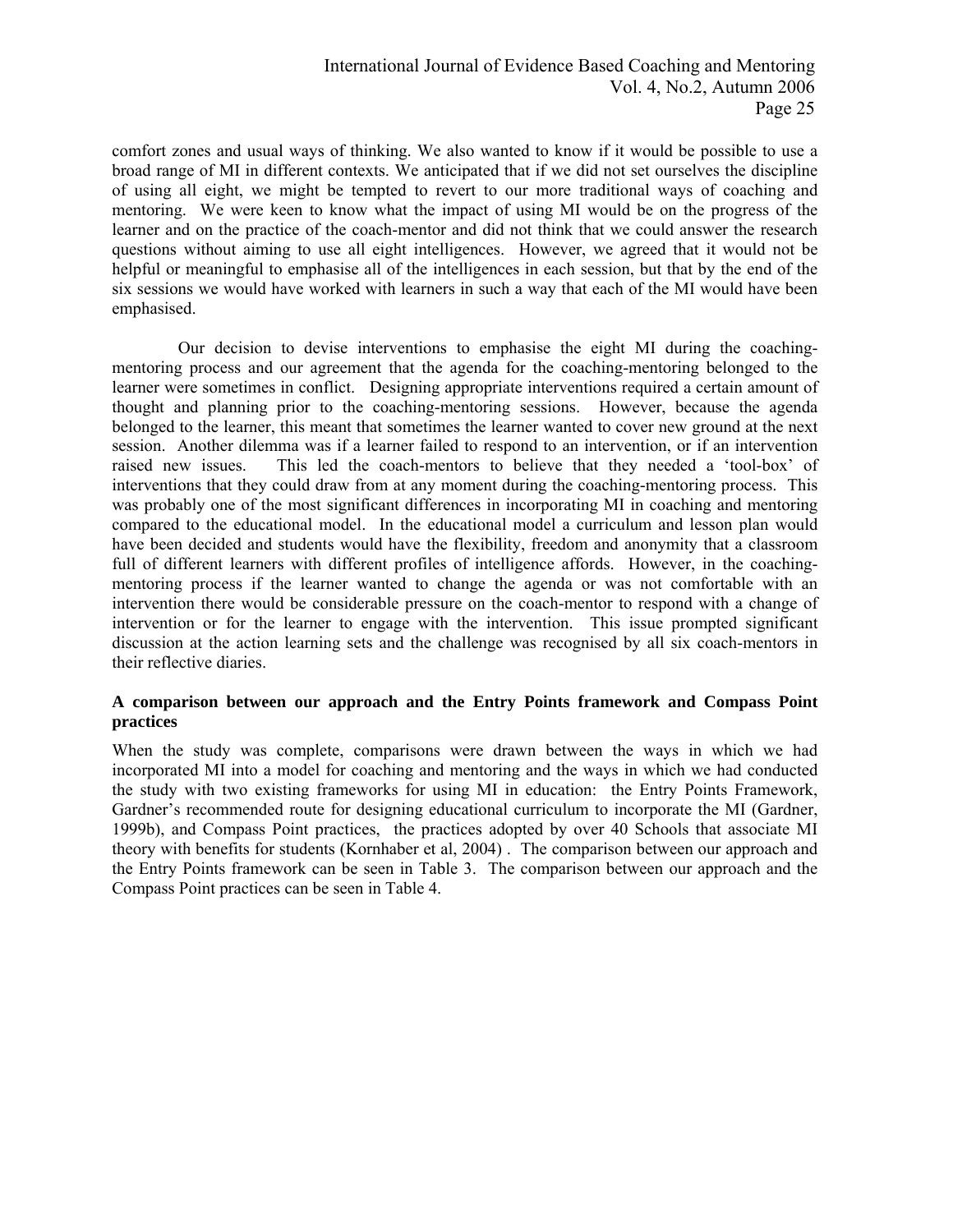comfort zones and usual ways of thinking. We also wanted to know if it would be possible to use a broad range of MI in different contexts. We anticipated that if we did not set ourselves the discipline of using all eight, we might be tempted to revert to our more traditional ways of coaching and mentoring. We were keen to know what the impact of using MI would be on the progress of the learner and on the practice of the coach-mentor and did not think that we could answer the research questions without aiming to use all eight intelligences. However, we agreed that it would not be helpful or meaningful to emphasise all of the intelligences in each session, but that by the end of the six sessions we would have worked with learners in such a way that each of the MI would have been emphasised.

Our decision to devise interventions to emphasise the eight MI during the coaching-mentoring process and our agreement that the agenda for the coaching-mentoring belonged to the learner were sometimes in conflict. Designing appropriate interventions required a certain amount of thought and planning prior to the coaching-mentoring sessions. However, because the agenda belonged to the learner, this meant that sometimes the learner wanted to cover new ground at the next session. Another dilemma was if a learner failed to respond to an intervention, or if an intervention raised new issues. This led the coach-mentors to believe that they needed a 'tool-box' of interventions that they could draw from at any moment during the coaching-mentoring process. This was probably one of the most significant differences in incorporating MI in coaching and mentoring compared to the educational model. In the educational model a curriculum and lesson plan would have been decided and students would have the flexibility, freedom and anonymity that a classroom full of different learners with different profiles of intelligence affords. However, in the coaching-mentoring process if the learner wanted to change the agenda or was not comfortable with an intervention there would be considerable pressure on the coach-mentor to respond with a change of intervention or for the learner to engage with the intervention. This issue prompted significant discussion at the action learning sets and the challenge was recognised by all six coach-mentors in their reflective diaries.

**A comparison between our approach and the Entry Points framework and Compass Point practices**

When the study was complete, comparisons were drawn between the ways in which we had incorporated MI into a model for coaching and mentoring and the ways in which we had conducted the study with two existing frameworks for using MI in education: the Entry Points Framework, Gardner's recommended route for designing educational curriculum to incorporate the MI (Gardner, 1999b), and Compass Point practices, the practices adopted by over 40 Schools that associate MI theory with benefits for students (Kornhaber et al, 2004) . The comparison between our approach and the Entry Points framework can be seen in Table 3. The comparison between our approach and the Compass Point practices can be seen in Table 4.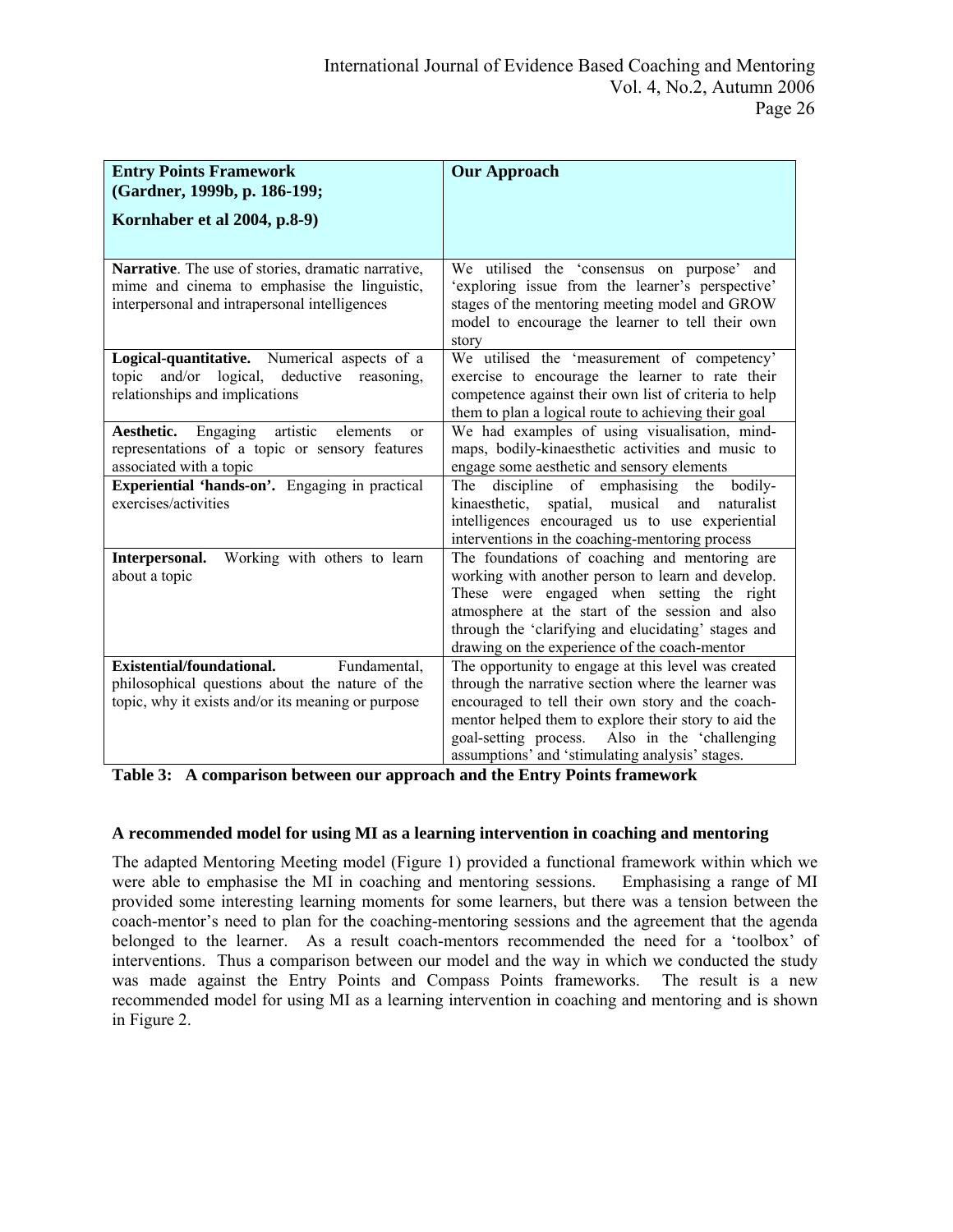| **Entry Points Framework (Gardner, 1999b, p. 186-199; Kornhaber et al 2004, p.8-9)** | **Our Approach** |
|---|---|
| **Narrative**. The use of stories, dramatic narrative, mime and cinema to emphasise the linguistic, interpersonal and intrapersonal intelligences | We utilised the 'consensus on purpose' and 'exploring issue from the learner's perspective' stages of the mentoring meeting model and GROW model to encourage the learner to tell their own story |
| **Logical-quantitative.** Numerical aspects of a topic and/or logical, deductive reasoning, relationships and implications | We utilised the 'measurement of competency' exercise to encourage the learner to rate their competence against their own list of criteria to help them to plan a logical route to achieving their goal |
| **Aesthetic.** Engaging artistic elements or representations of a topic or sensory features associated with a topic | We had examples of using visualisation, mind-maps, bodily-kinaesthetic activities and music to engage some aesthetic and sensory elements |
| **Experiential 'hands-on'.** Engaging in practical exercises/activities | The discipline of emphasising the bodily-kinaesthetic, spatial, musical and naturalist intelligences encouraged us to use experiential interventions in the coaching-mentoring process |
| **Interpersonal.** Working with others to learn about a topic | The foundations of coaching and mentoring are working with another person to learn and develop. These were engaged when setting the right atmosphere at the start of the session and also through the 'clarifying and elucidating' stages and drawing on the experience of the coach-mentor |
| **Existential/foundational.** Fundamental, philosophical questions about the nature of the topic, why it exists and/or its meaning or purpose | The opportunity to engage at this level was created through the narrative section where the learner was encouraged to tell their own story and the coach-mentor helped them to explore their story to aid the goal-setting process. Also in the 'challenging assumptions' and 'stimulating analysis' stages. |

**Table 3: A comparison between our approach and the Entry Points framework**

### A recommended model for using MI as a learning intervention in coaching and mentoring

The adapted Mentoring Meeting model (Figure 1) provided a functional framework within which we were able to emphasise the MI in coaching and mentoring sessions. Emphasising a range of MI provided some interesting learning moments for some learners, but there was a tension between the coach-mentor's need to plan for the coaching-mentoring sessions and the agreement that the agenda belonged to the learner. As a result coach-mentors recommended the need for a 'toolbox' of interventions. Thus a comparison between our model and the way in which we conducted the study was made against the Entry Points and Compass Points frameworks. The result is a new recommended model for using MI as a learning intervention in coaching and mentoring and is shown in Figure 2.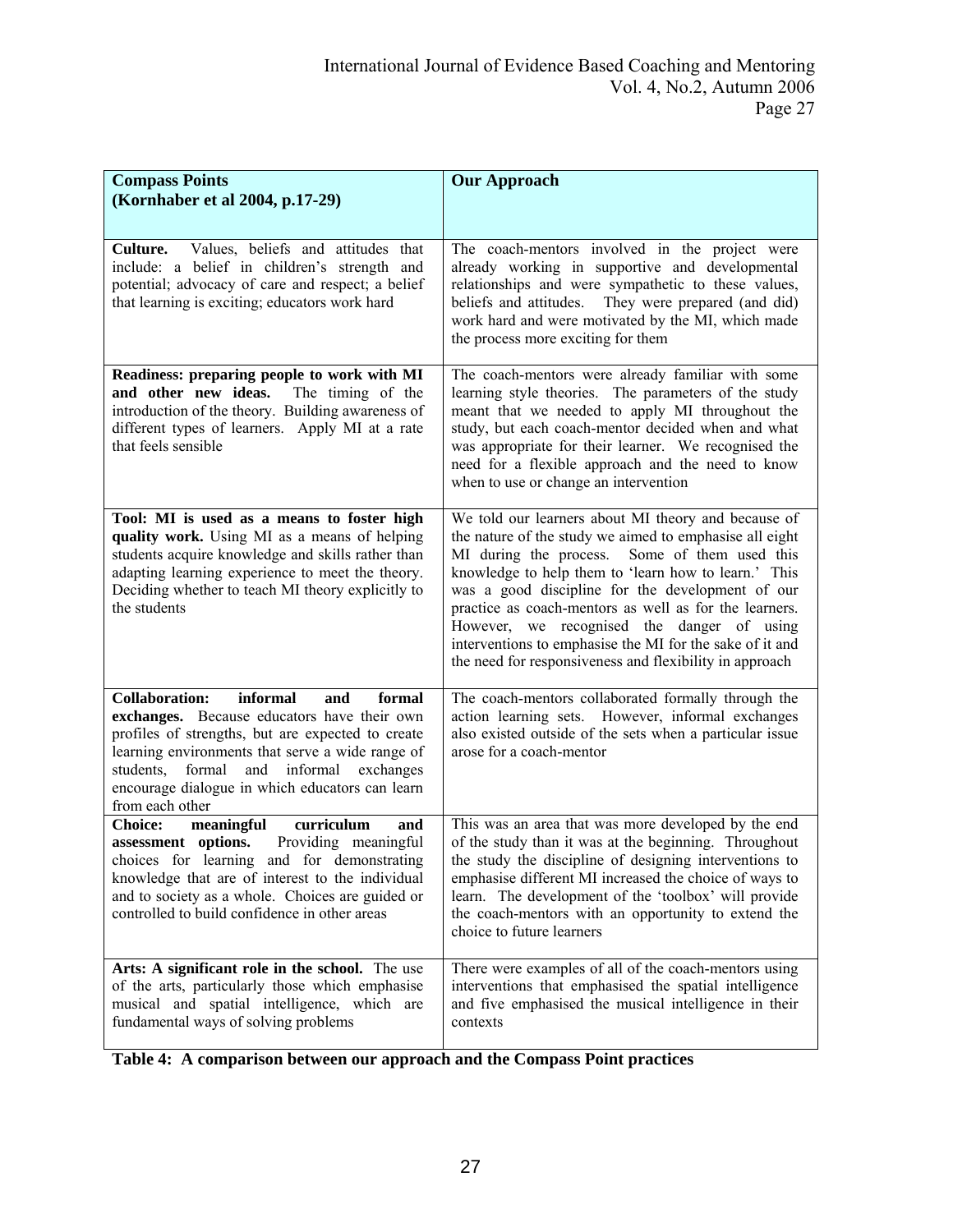| **Compass Points (Kornhaber et al 2004, p.17-29)** | **Our Approach** |
| --- | --- |
| **Culture.** Values, beliefs and attitudes that include: a belief in children's strength and potential; advocacy of care and respect; a belief that learning is exciting; educators work hard | The coach-mentors involved in the project were already working in supportive and developmental relationships and were sympathetic to these values, beliefs and attitudes. They were prepared (and did) work hard and were motivated by the MI, which made the process more exciting for them |
| **Readiness: preparing people to work with MI and other new ideas.** The timing of the introduction of the theory. Building awareness of different types of learners. Apply MI at a rate that feels sensible | The coach-mentors were already familiar with some learning style theories. The parameters of the study meant that we needed to apply MI throughout the study, but each coach-mentor decided when and what was appropriate for their learner. We recognised the need for a flexible approach and the need to know when to use or change an intervention |
| **Tool: MI is used as a means to foster high quality work.** Using MI as a means of helping students acquire knowledge and skills rather than adapting learning experience to meet the theory. Deciding whether to teach MI theory explicitly to the students | We told our learners about MI theory and because of the nature of the study we aimed to emphasise all eight MI during the process. Some of them used this knowledge to help them to 'learn how to learn.' This was a good discipline for the development of our practice as coach-mentors as well as for the learners. However, we recognised the danger of using interventions to emphasise the MI for the sake of it and the need for responsiveness and flexibility in approach |
| **Collaboration: informal and formal exchanges.** Because educators have their own profiles of strengths, but are expected to create learning environments that serve a wide range of students, formal and informal exchanges encourage dialogue in which educators can learn from each other | The coach-mentors collaborated formally through the action learning sets. However, informal exchanges also existed outside of the sets when a particular issue arose for a coach-mentor |
| **Choice: meaningful curriculum and assessment options.** Providing meaningful choices for learning and for demonstrating knowledge that are of interest to the individual and to society as a whole. Choices are guided or controlled to build confidence in other areas | This was an area that was more developed by the end of the study than it was at the beginning. Throughout the study the discipline of designing interventions to emphasise different MI increased the choice of ways to learn. The development of the 'toolbox' will provide the coach-mentors with an opportunity to extend the choice to future learners |
| **Arts: A significant role in the school.** The use of the arts, particularly those which emphasise musical and spatial intelligence, which are fundamental ways of solving problems | There were examples of all of the coach-mentors using interventions that emphasised the spatial intelligence and five emphasised the musical intelligence in their contexts |

**Table 4: A comparison between our approach and the Compass Point practices**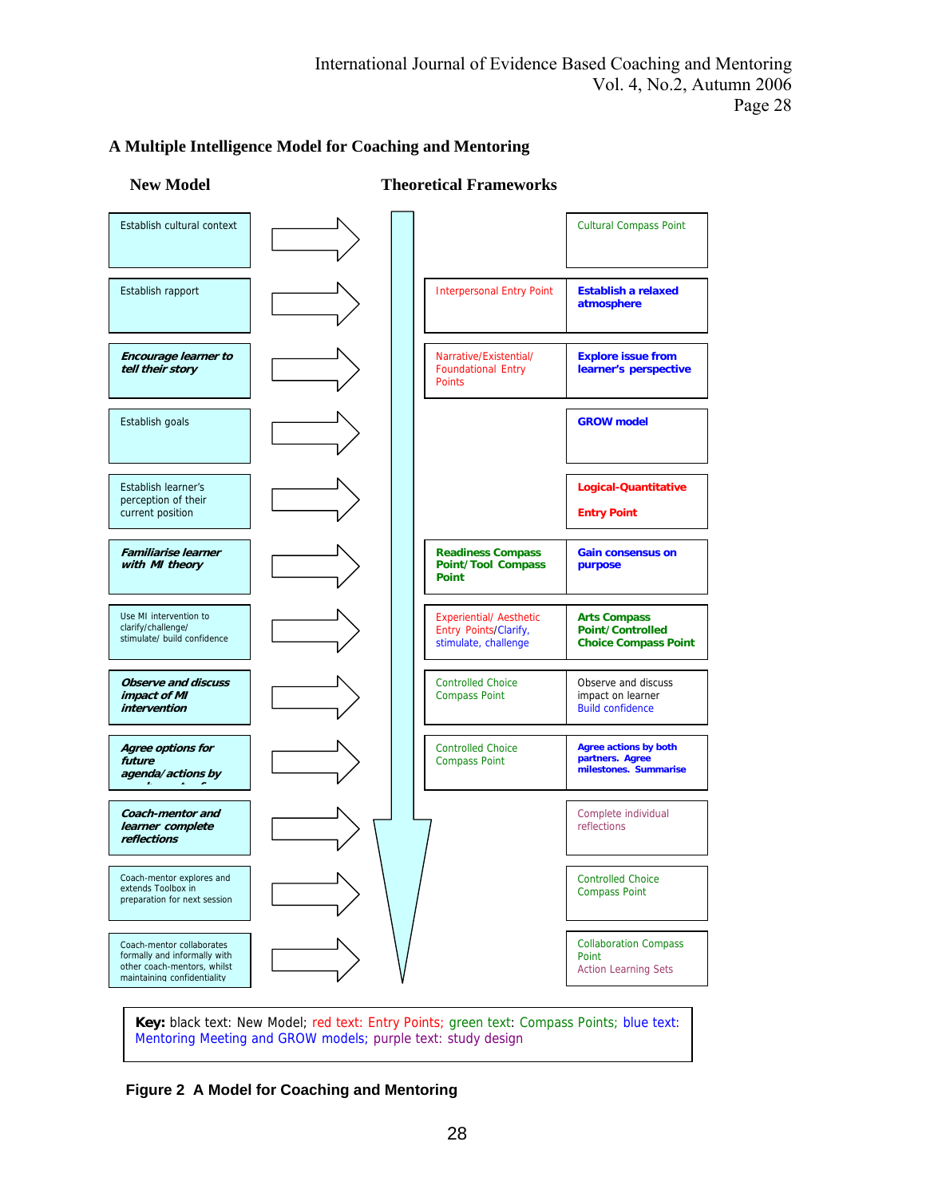## A Multiple Intelligence Model for Coaching and Mentoring

| New Model | Theoretical Frameworks | |
|---|---|---|
| Establish cultural context | | Cultural Compass Point |
| Establish rapport | Interpersonal Entry Point | **Establish a relaxed atmosphere** |
| ***Encourage learner to tell their story*** | Narrative/Existential/ Foundational Entry Points | **Explore issue from learner's perspective** |
| Establish goals | | **GROW model** |
| Establish learner's perception of their current position | | **Logical-Quantitative Entry Point** |
| ***Familiarise learner with MI theory*** | **Readiness Compass Point/ Tool Compass Point** | **Gain consensus on purpose** |
| Use MI intervention to clarify/challenge/ stimulate/ build confidence | Experiential/ Aesthetic Entry Points/Clarify, stimulate, challenge | **Arts Compass Point/ Controlled Choice Compass Point** |
| ***Observe and discuss impact of MI intervention*** | Controlled Choice Compass Point | Observe and discuss impact on learner Build confidence |
| ***Agree options for future agenda/actions by*** | Controlled Choice Compass Point | **Agree actions by both partners. Agree milestones. Summarise** |
| ***Coach-mentor and learner complete reflections*** | | Complete individual reflections |
| Coach-mentor explores and extends Toolbox in preparation for next session | | Controlled Choice Compass Point |
| Coach-mentor collaborates formally and informally with other coach-mentors, whilst maintaining confidentiality | | Collaboration Compass Point Action Learning Sets |

**Key:** black text: New Model; red text: Entry Points; green text: Compass Points; blue text: Mentoring Meeting and GROW models; purple text: study design

**Figure 2 A Model for Coaching and Mentoring**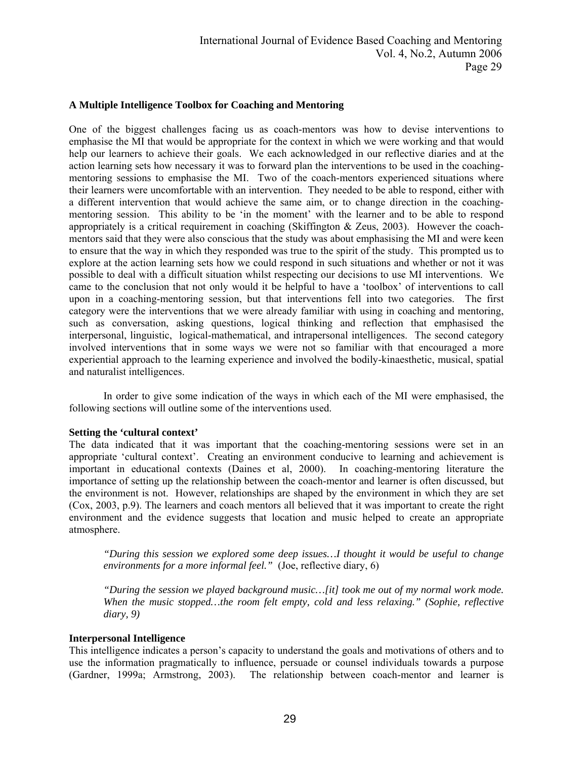**A Multiple Intelligence Toolbox for Coaching and Mentoring**

One of the biggest challenges facing us as coach-mentors was how to devise interventions to emphasise the MI that would be appropriate for the context in which we were working and that would help our learners to achieve their goals. We each acknowledged in our reflective diaries and at the action learning sets how necessary it was to forward plan the interventions to be used in the coaching-mentoring sessions to emphasise the MI. Two of the coach-mentors experienced situations where their learners were uncomfortable with an intervention. They needed to be able to respond, either with a different intervention that would achieve the same aim, or to change direction in the coaching-mentoring session. This ability to be 'in the moment' with the learner and to be able to respond appropriately is a critical requirement in coaching (Skiffington & Zeus, 2003). However the coach-mentors said that they were also conscious that the study was about emphasising the MI and were keen to ensure that the way in which they responded was true to the spirit of the study. This prompted us to explore at the action learning sets how we could respond in such situations and whether or not it was possible to deal with a difficult situation whilst respecting our decisions to use MI interventions. We came to the conclusion that not only would it be helpful to have a 'toolbox' of interventions to call upon in a coaching-mentoring session, but that interventions fell into two categories. The first category were the interventions that we were already familiar with using in coaching and mentoring, such as conversation, asking questions, logical thinking and reflection that emphasised the interpersonal, linguistic, logical-mathematical, and intrapersonal intelligences. The second category involved interventions that in some ways we were not so familiar with that encouraged a more experiential approach to the learning experience and involved the bodily-kinaesthetic, musical, spatial and naturalist intelligences.

In order to give some indication of the ways in which each of the MI were emphasised, the following sections will outline some of the interventions used.

**Setting the 'cultural context'**

The data indicated that it was important that the coaching-mentoring sessions were set in an appropriate 'cultural context'. Creating an environment conducive to learning and achievement is important in educational contexts (Daines et al, 2000). In coaching-mentoring literature the importance of setting up the relationship between the coach-mentor and learner is often discussed, but the environment is not. However, relationships are shaped by the environment in which they are set (Cox, 2003, p.9). The learners and coach mentors all believed that it was important to create the right environment and the evidence suggests that location and music helped to create an appropriate atmosphere.

> *"During this session we explored some deep issues…I thought it would be useful to change environments for a more informal feel."* (Joe, reflective diary, 6)

> *"During the session we played background music…[it] took me out of my normal work mode. When the music stopped…the room felt empty, cold and less relaxing." (Sophie, reflective diary, 9)*

**Interpersonal Intelligence**

This intelligence indicates a person's capacity to understand the goals and motivations of others and to use the information pragmatically to influence, persuade or counsel individuals towards a purpose (Gardner, 1999a; Armstrong, 2003). The relationship between coach-mentor and learner is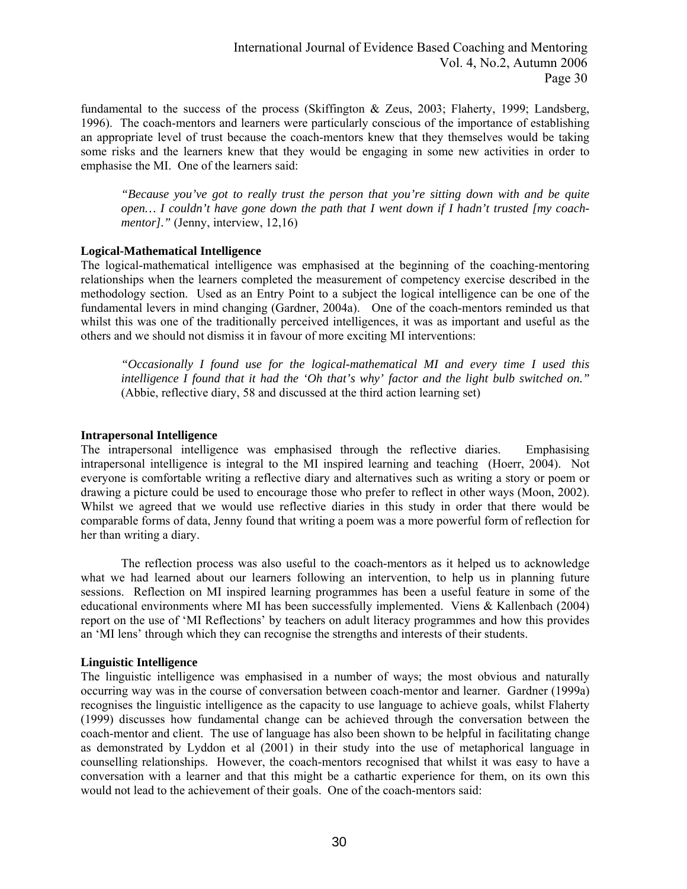fundamental to the success of the process (Skiffington & Zeus, 2003; Flaherty, 1999; Landsberg, 1996). The coach-mentors and learners were particularly conscious of the importance of establishing an appropriate level of trust because the coach-mentors knew that they themselves would be taking some risks and the learners knew that they would be engaging in some new activities in order to emphasise the MI. One of the learners said:

> *"Because you've got to really trust the person that you're sitting down with and be quite open… I couldn't have gone down the path that I went down if I hadn't trusted [my coach-mentor]."* (Jenny, interview, 12,16)

**Logical-Mathematical Intelligence**

The logical-mathematical intelligence was emphasised at the beginning of the coaching-mentoring relationships when the learners completed the measurement of competency exercise described in the methodology section. Used as an Entry Point to a subject the logical intelligence can be one of the fundamental levers in mind changing (Gardner, 2004a). One of the coach-mentors reminded us that whilst this was one of the traditionally perceived intelligences, it was as important and useful as the others and we should not dismiss it in favour of more exciting MI interventions:

> *"Occasionally I found use for the logical-mathematical MI and every time I used this intelligence I found that it had the 'Oh that's why' factor and the light bulb switched on."* (Abbie, reflective diary, 58 and discussed at the third action learning set)

**Intrapersonal Intelligence**

The intrapersonal intelligence was emphasised through the reflective diaries. Emphasising intrapersonal intelligence is integral to the MI inspired learning and teaching (Hoerr, 2004). Not everyone is comfortable writing a reflective diary and alternatives such as writing a story or poem or drawing a picture could be used to encourage those who prefer to reflect in other ways (Moon, 2002). Whilst we agreed that we would use reflective diaries in this study in order that there would be comparable forms of data, Jenny found that writing a poem was a more powerful form of reflection for her than writing a diary.

The reflection process was also useful to the coach-mentors as it helped us to acknowledge what we had learned about our learners following an intervention, to help us in planning future sessions. Reflection on MI inspired learning programmes has been a useful feature in some of the educational environments where MI has been successfully implemented. Viens & Kallenbach (2004) report on the use of 'MI Reflections' by teachers on adult literacy programmes and how this provides an 'MI lens' through which they can recognise the strengths and interests of their students.

**Linguistic Intelligence**

The linguistic intelligence was emphasised in a number of ways; the most obvious and naturally occurring way was in the course of conversation between coach-mentor and learner. Gardner (1999a) recognises the linguistic intelligence as the capacity to use language to achieve goals, whilst Flaherty (1999) discusses how fundamental change can be achieved through the conversation between the coach-mentor and client. The use of language has also been shown to be helpful in facilitating change as demonstrated by Lyddon et al (2001) in their study into the use of metaphorical language in counselling relationships. However, the coach-mentors recognised that whilst it was easy to have a conversation with a learner and that this might be a cathartic experience for them, on its own this would not lead to the achievement of their goals. One of the coach-mentors said: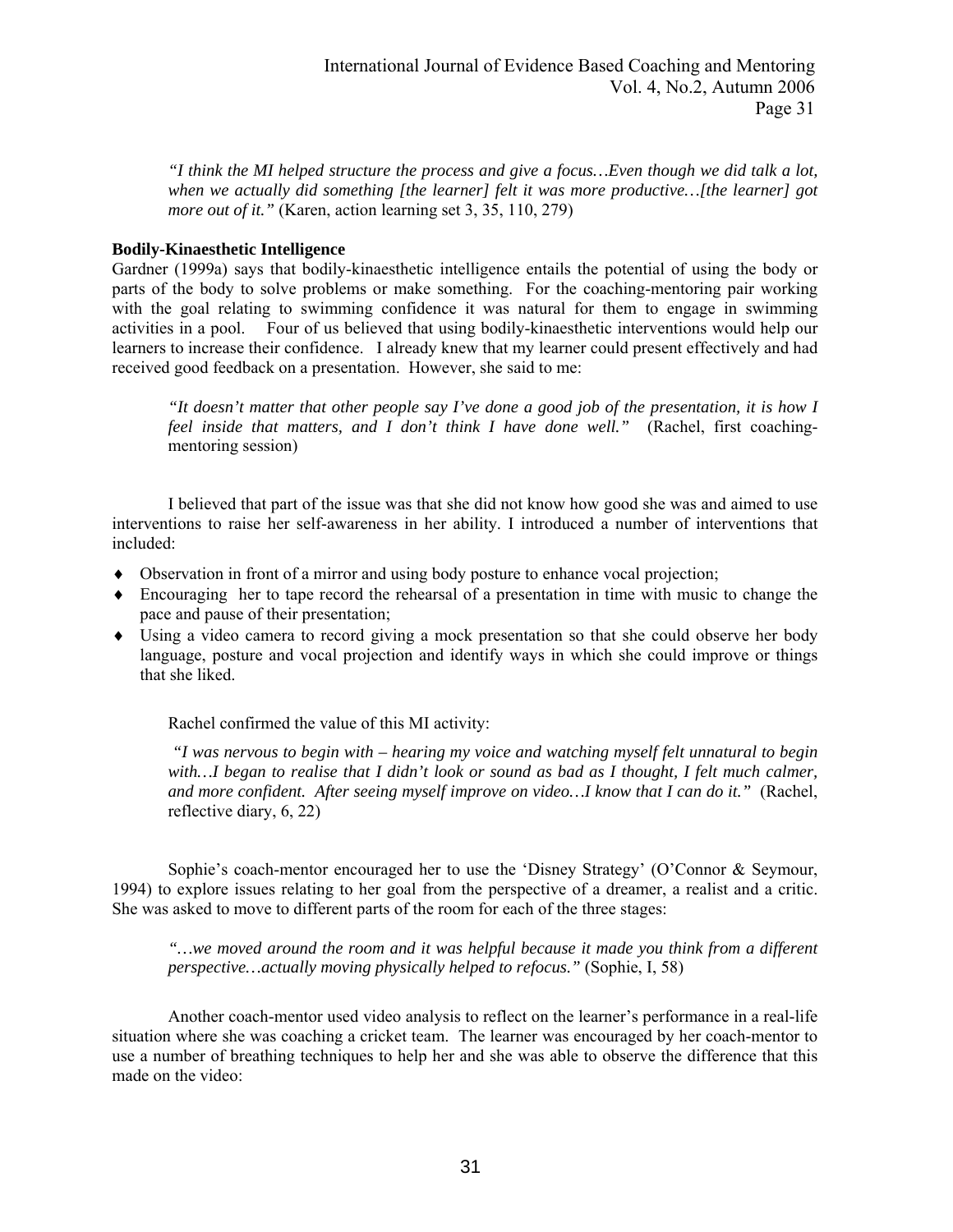*"I think the MI helped structure the process and give a focus…Even though we did talk a lot, when we actually did something [the learner] felt it was more productive…[the learner] got more out of it."* (Karen, action learning set 3, 35, 110, 279)

**Bodily-Kinaesthetic Intelligence**

Gardner (1999a) says that bodily-kinaesthetic intelligence entails the potential of using the body or parts of the body to solve problems or make something. For the coaching-mentoring pair working with the goal relating to swimming confidence it was natural for them to engage in swimming activities in a pool. Four of us believed that using bodily-kinaesthetic interventions would help our learners to increase their confidence. I already knew that my learner could present effectively and had received good feedback on a presentation. However, she said to me:

*"It doesn't matter that other people say I've done a good job of the presentation, it is how I feel inside that matters, and I don't think I have done well."* (Rachel, first coaching-mentoring session)

I believed that part of the issue was that she did not know how good she was and aimed to use interventions to raise her self-awareness in her ability. I introduced a number of interventions that included:

- Observation in front of a mirror and using body posture to enhance vocal projection;
- Encouraging her to tape record the rehearsal of a presentation in time with music to change the pace and pause of their presentation;
- Using a video camera to record giving a mock presentation so that she could observe her body language, posture and vocal projection and identify ways in which she could improve or things that she liked.

Rachel confirmed the value of this MI activity:

*"I was nervous to begin with – hearing my voice and watching myself felt unnatural to begin with…I began to realise that I didn't look or sound as bad as I thought, I felt much calmer, and more confident. After seeing myself improve on video…I know that I can do it."* (Rachel, reflective diary, 6, 22)

Sophie's coach-mentor encouraged her to use the 'Disney Strategy' (O'Connor & Seymour, 1994) to explore issues relating to her goal from the perspective of a dreamer, a realist and a critic. She was asked to move to different parts of the room for each of the three stages:

*"…we moved around the room and it was helpful because it made you think from a different perspective…actually moving physically helped to refocus."* (Sophie, I, 58)

Another coach-mentor used video analysis to reflect on the learner's performance in a real-life situation where she was coaching a cricket team. The learner was encouraged by her coach-mentor to use a number of breathing techniques to help her and she was able to observe the difference that this made on the video: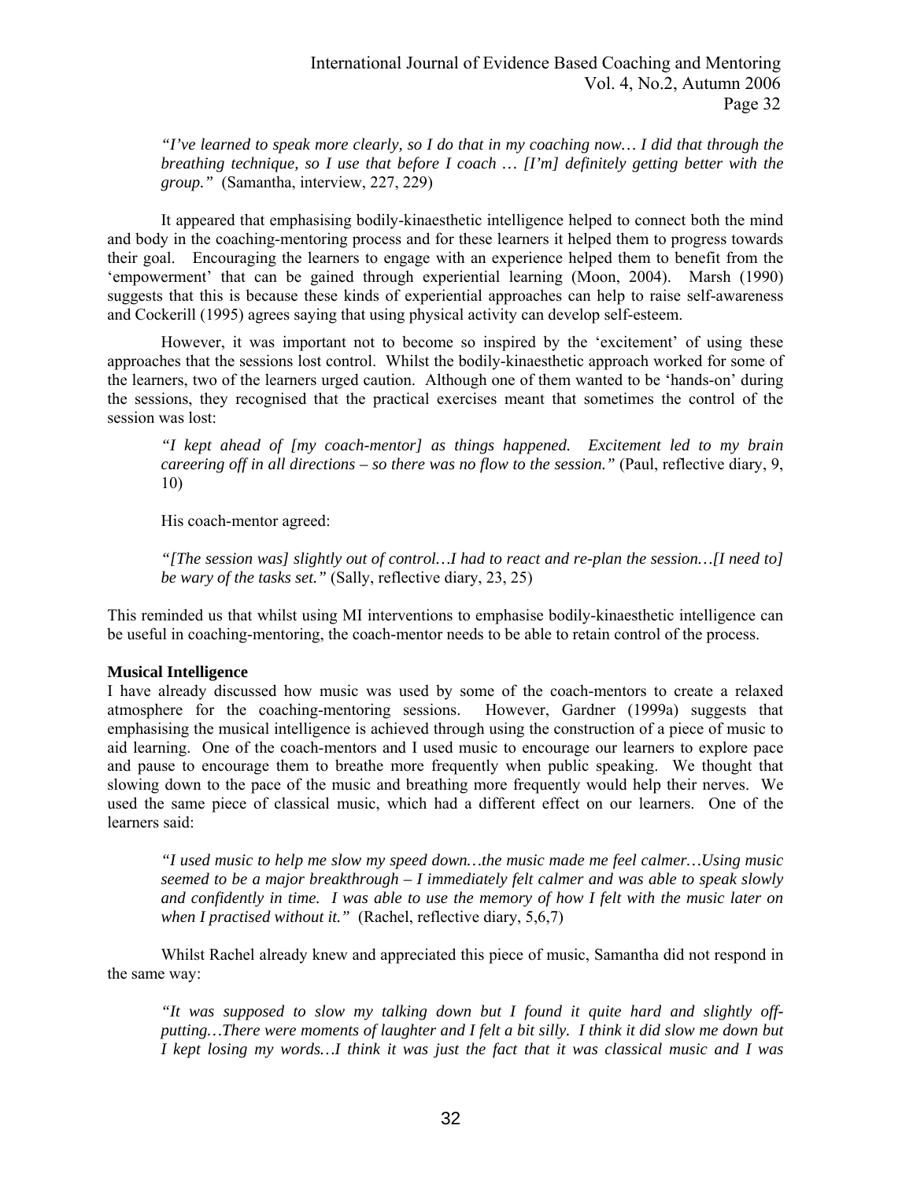*"I've learned to speak more clearly, so I do that in my coaching now… I did that through the breathing technique, so I use that before I coach … [I'm] definitely getting better with the group."* (Samantha, interview, 227, 229)

It appeared that emphasising bodily-kinaesthetic intelligence helped to connect both the mind and body in the coaching-mentoring process and for these learners it helped them to progress towards their goal. Encouraging the learners to engage with an experience helped them to benefit from the 'empowerment' that can be gained through experiential learning (Moon, 2004). Marsh (1990) suggests that this is because these kinds of experiential approaches can help to raise self-awareness and Cockerill (1995) agrees saying that using physical activity can develop self-esteem.

However, it was important not to become so inspired by the 'excitement' of using these approaches that the sessions lost control. Whilst the bodily-kinaesthetic approach worked for some of the learners, two of the learners urged caution. Although one of them wanted to be 'hands-on' during the sessions, they recognised that the practical exercises meant that sometimes the control of the session was lost:

*"I kept ahead of [my coach-mentor] as things happened. Excitement led to my brain careering off in all directions – so there was no flow to the session."* (Paul, reflective diary, 9, 10)

His coach-mentor agreed:

*"[The session was] slightly out of control…I had to react and re-plan the session…[I need to] be wary of the tasks set."* (Sally, reflective diary, 23, 25)

This reminded us that whilst using MI interventions to emphasise bodily-kinaesthetic intelligence can be useful in coaching-mentoring, the coach-mentor needs to be able to retain control of the process.

**Musical Intelligence**

I have already discussed how music was used by some of the coach-mentors to create a relaxed atmosphere for the coaching-mentoring sessions. However, Gardner (1999a) suggests that emphasising the musical intelligence is achieved through using the construction of a piece of music to aid learning. One of the coach-mentors and I used music to encourage our learners to explore pace and pause to encourage them to breathe more frequently when public speaking. We thought that slowing down to the pace of the music and breathing more frequently would help their nerves. We used the same piece of classical music, which had a different effect on our learners. One of the learners said:

*"I used music to help me slow my speed down…the music made me feel calmer…Using music seemed to be a major breakthrough – I immediately felt calmer and was able to speak slowly and confidently in time. I was able to use the memory of how I felt with the music later on when I practised without it."* (Rachel, reflective diary, 5,6,7)

Whilst Rachel already knew and appreciated this piece of music, Samantha did not respond in the same way:

*"It was supposed to slow my talking down but I found it quite hard and slightly off-putting…There were moments of laughter and I felt a bit silly. I think it did slow me down but I kept losing my words…I think it was just the fact that it was classical music and I was*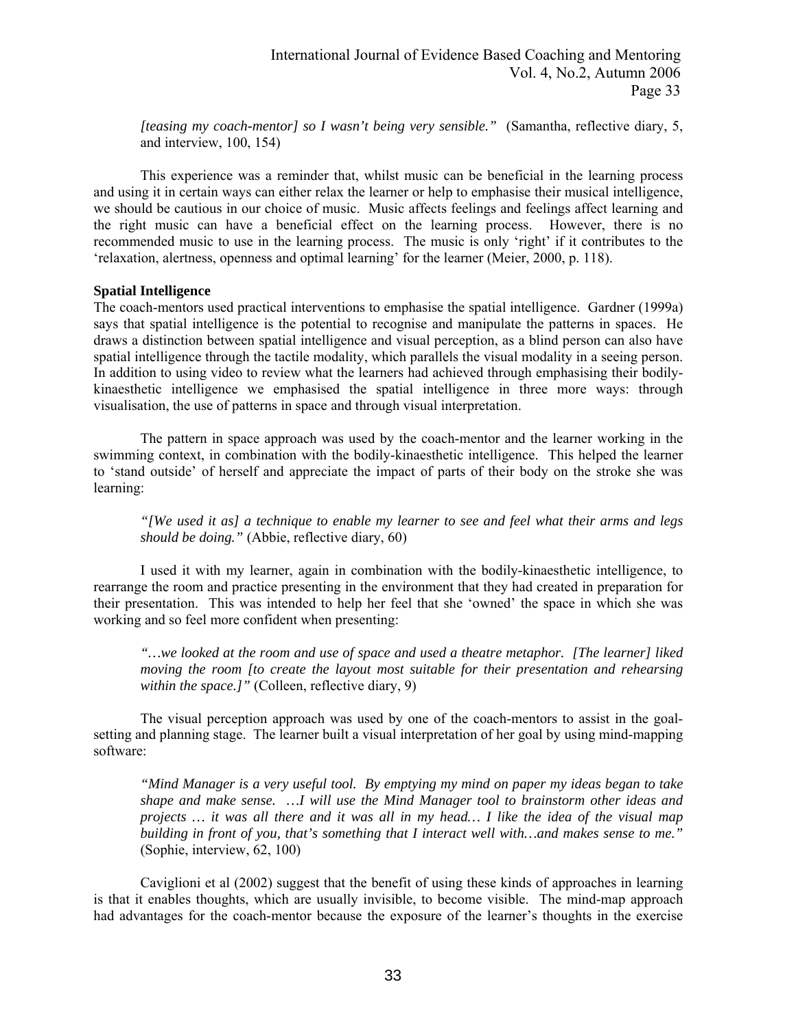*[teasing my coach-mentor] so I wasn't being very sensible."* (Samantha, reflective diary, 5, and interview, 100, 154)

This experience was a reminder that, whilst music can be beneficial in the learning process and using it in certain ways can either relax the learner or help to emphasise their musical intelligence, we should be cautious in our choice of music. Music affects feelings and feelings affect learning and the right music can have a beneficial effect on the learning process. However, there is no recommended music to use in the learning process. The music is only 'right' if it contributes to the 'relaxation, alertness, openness and optimal learning' for the learner (Meier, 2000, p. 118).

**Spatial Intelligence**

The coach-mentors used practical interventions to emphasise the spatial intelligence. Gardner (1999a) says that spatial intelligence is the potential to recognise and manipulate the patterns in spaces. He draws a distinction between spatial intelligence and visual perception, as a blind person can also have spatial intelligence through the tactile modality, which parallels the visual modality in a seeing person. In addition to using video to review what the learners had achieved through emphasising their bodily-kinaesthetic intelligence we emphasised the spatial intelligence in three more ways: through visualisation, the use of patterns in space and through visual interpretation.

The pattern in space approach was used by the coach-mentor and the learner working in the swimming context, in combination with the bodily-kinaesthetic intelligence. This helped the learner to 'stand outside' of herself and appreciate the impact of parts of their body on the stroke she was learning:

> *"[We used it as] a technique to enable my learner to see and feel what their arms and legs should be doing."* (Abbie, reflective diary, 60)

I used it with my learner, again in combination with the bodily-kinaesthetic intelligence, to rearrange the room and practice presenting in the environment that they had created in preparation for their presentation. This was intended to help her feel that she 'owned' the space in which she was working and so feel more confident when presenting:

> *"…we looked at the room and use of space and used a theatre metaphor. [The learner] liked moving the room [to create the layout most suitable for their presentation and rehearsing within the space.]"* (Colleen, reflective diary, 9)

The visual perception approach was used by one of the coach-mentors to assist in the goal-setting and planning stage. The learner built a visual interpretation of her goal by using mind-mapping software:

> *"Mind Manager is a very useful tool. By emptying my mind on paper my ideas began to take shape and make sense. …I will use the Mind Manager tool to brainstorm other ideas and projects … it was all there and it was all in my head… I like the idea of the visual map building in front of you, that's something that I interact well with…and makes sense to me."* (Sophie, interview, 62, 100)

Caviglioni et al (2002) suggest that the benefit of using these kinds of approaches in learning is that it enables thoughts, which are usually invisible, to become visible. The mind-map approach had advantages for the coach-mentor because the exposure of the learner's thoughts in the exercise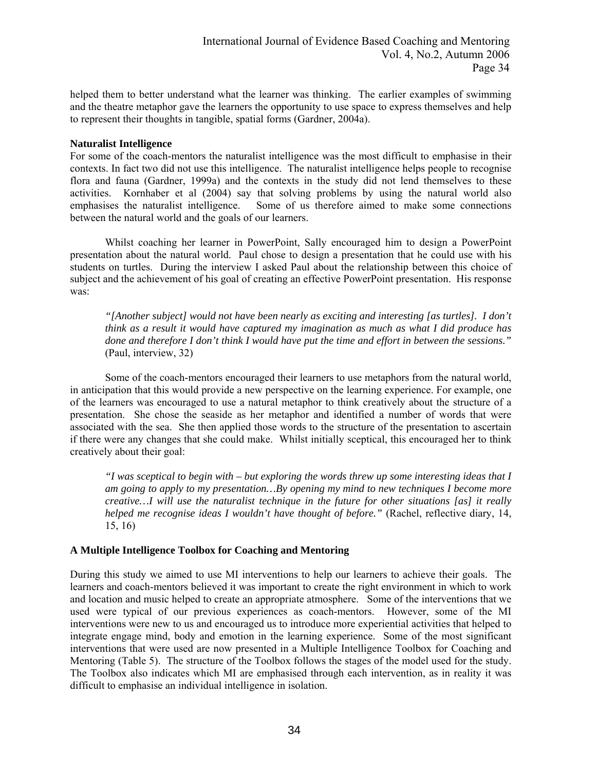helped them to better understand what the learner was thinking. The earlier examples of swimming and the theatre metaphor gave the learners the opportunity to use space to express themselves and help to represent their thoughts in tangible, spatial forms (Gardner, 2004a).

**Naturalist Intelligence**

For some of the coach-mentors the naturalist intelligence was the most difficult to emphasise in their contexts. In fact two did not use this intelligence. The naturalist intelligence helps people to recognise flora and fauna (Gardner, 1999a) and the contexts in the study did not lend themselves to these activities. Kornhaber et al (2004) say that solving problems by using the natural world also emphasises the naturalist intelligence. Some of us therefore aimed to make some connections between the natural world and the goals of our learners.

Whilst coaching her learner in PowerPoint, Sally encouraged him to design a PowerPoint presentation about the natural world. Paul chose to design a presentation that he could use with his students on turtles. During the interview I asked Paul about the relationship between this choice of subject and the achievement of his goal of creating an effective PowerPoint presentation. His response was:

> *"[Another subject] would not have been nearly as exciting and interesting [as turtles]. I don't think as a result it would have captured my imagination as much as what I did produce has done and therefore I don't think I would have put the time and effort in between the sessions."* (Paul, interview, 32)

Some of the coach-mentors encouraged their learners to use metaphors from the natural world, in anticipation that this would provide a new perspective on the learning experience. For example, one of the learners was encouraged to use a natural metaphor to think creatively about the structure of a presentation. She chose the seaside as her metaphor and identified a number of words that were associated with the sea. She then applied those words to the structure of the presentation to ascertain if there were any changes that she could make. Whilst initially sceptical, this encouraged her to think creatively about their goal:

> *"I was sceptical to begin with – but exploring the words threw up some interesting ideas that I am going to apply to my presentation…By opening my mind to new techniques I become more creative…I will use the naturalist technique in the future for other situations [as] it really helped me recognise ideas I wouldn't have thought of before."* (Rachel, reflective diary, 14, 15, 16)

**A Multiple Intelligence Toolbox for Coaching and Mentoring**

During this study we aimed to use MI interventions to help our learners to achieve their goals. The learners and coach-mentors believed it was important to create the right environment in which to work and location and music helped to create an appropriate atmosphere. Some of the interventions that we used were typical of our previous experiences as coach-mentors. However, some of the MI interventions were new to us and encouraged us to introduce more experiential activities that helped to integrate engage mind, body and emotion in the learning experience. Some of the most significant interventions that were used are now presented in a Multiple Intelligence Toolbox for Coaching and Mentoring (Table 5). The structure of the Toolbox follows the stages of the model used for the study. The Toolbox also indicates which MI are emphasised through each intervention, as in reality it was difficult to emphasise an individual intelligence in isolation.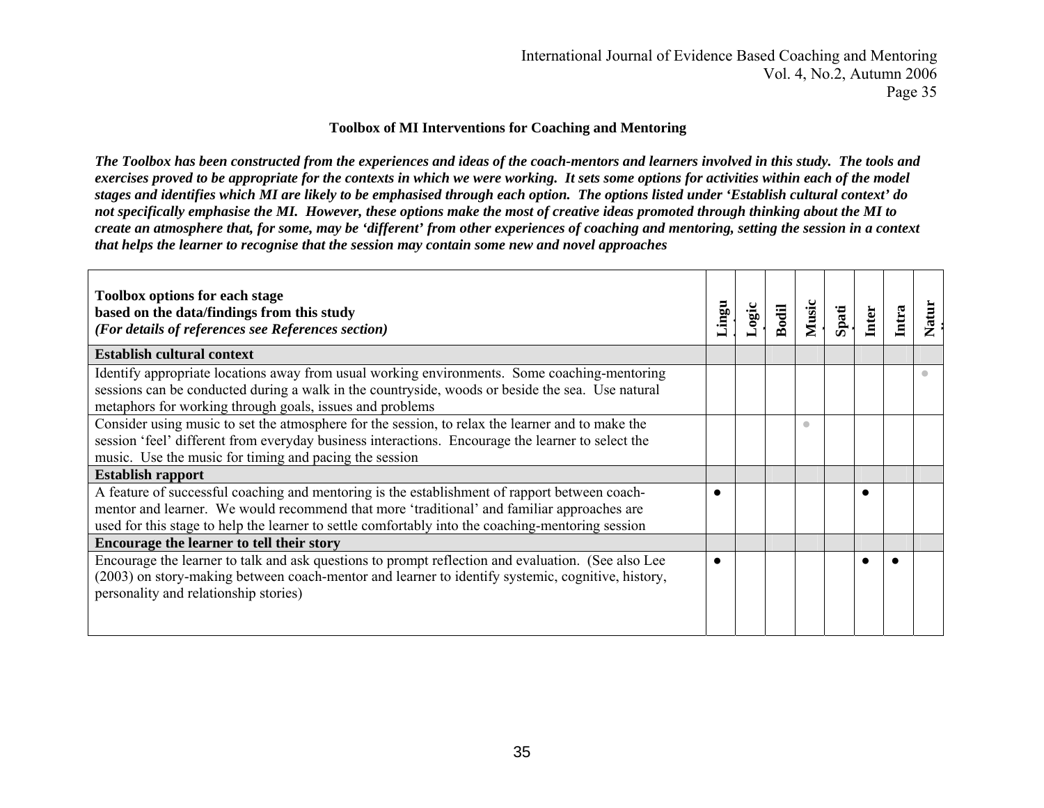**Toolbox of MI Interventions for Coaching and Mentoring**

***The Toolbox has been constructed from the experiences and ideas of the coach-mentors and learners involved in this study. The tools and exercises proved to be appropriate for the contexts in which we were working. It sets some options for activities within each of the model stages and identifies which MI are likely to be emphasised through each option. The options listed under 'Establish cultural context' do not specifically emphasise the MI. However, these options make the most of creative ideas promoted through thinking about the MI to create an atmosphere that, for some, may be 'different' from other experiences of coaching and mentoring, setting the session in a context that helps the learner to recognise that the session may contain some new and novel approaches***

| **Toolbox options for each stage based on the data/findings from this study** *(For details of references see References section)* | **Lingu.** | **Logic.** | **Bodil** | **Music.** | **Spati.** | **Inter** | **Intra** | **Natur.** |
|---|---|---|---|---|---|---|---|---|
| **Establish cultural context** | | | | | | | | |
| Identify appropriate locations away from usual working environments. Some coaching-mentoring sessions can be conducted during a walk in the countryside, woods or beside the sea. Use natural metaphors for working through goals, issues and problems | | | | | | | | ● |
| Consider using music to set the atmosphere for the session, to relax the learner and to make the session 'feel' different from everyday business interactions. Encourage the learner to select the music. Use the music for timing and pacing the session | | | | ● | | | | |
| **Establish rapport** | | | | | | | | |
| A feature of successful coaching and mentoring is the establishment of rapport between coach-mentor and learner. We would recommend that more 'traditional' and familiar approaches are used for this stage to help the learner to settle comfortably into the coaching-mentoring session | ● | | | | | ● | | |
| **Encourage the learner to tell their story** | | | | | | | | |
| Encourage the learner to talk and ask questions to prompt reflection and evaluation. (See also Lee (2003) on story-making between coach-mentor and learner to identify systemic, cognitive, history, personality and relationship stories) | ● | | | | | ● | ● | |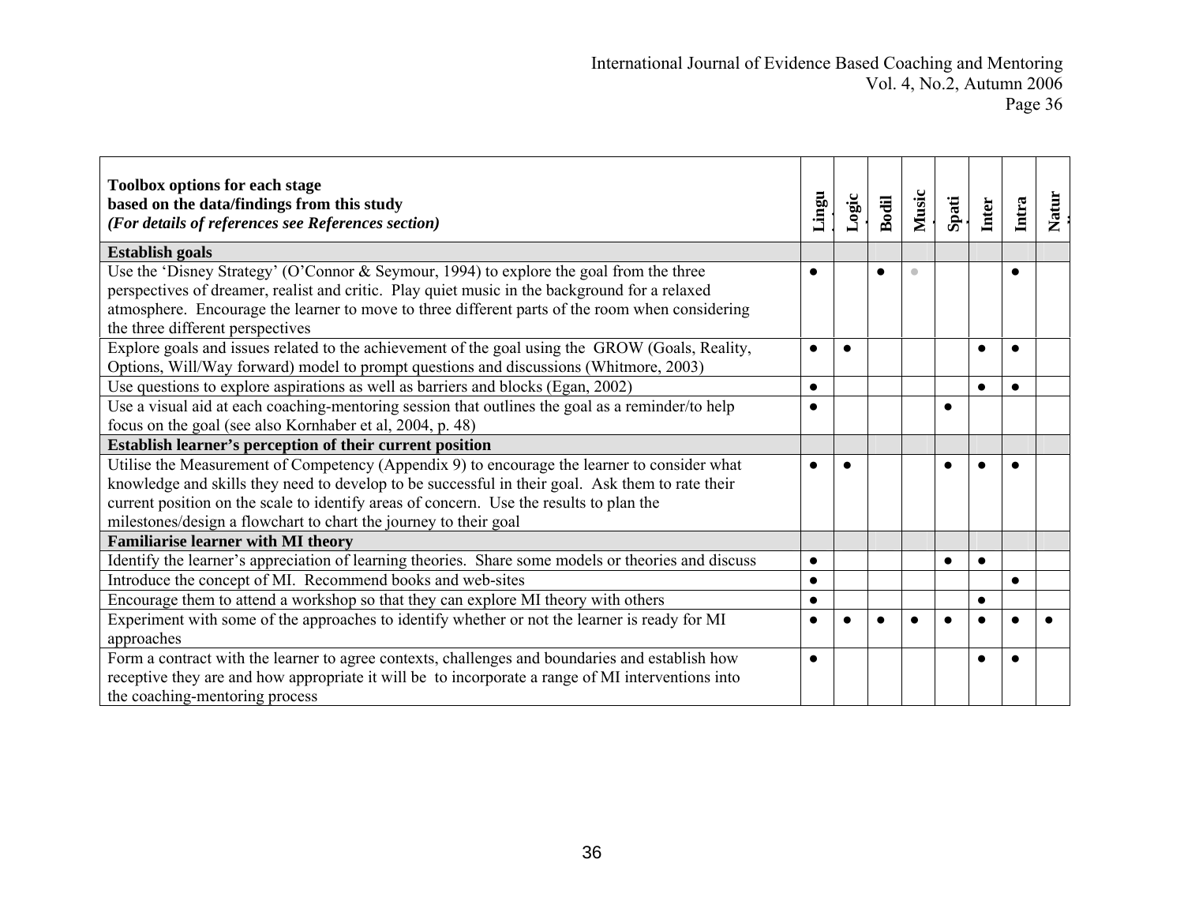| **Toolbox options for each stage based on the data/findings from this study** ***(For details of references see References section)*** | **Lingu** | **Logic** | **Bodil** | **Music** | **Spati** | **Inter** | **Intra** | **Natur** |
|---|---|---|---|---|---|---|---|---|
| **Establish goals** | | | | | | | | |
| Use the 'Disney Strategy' (O'Connor & Seymour, 1994) to explore the goal from the three perspectives of dreamer, realist and critic. Play quiet music in the background for a relaxed atmosphere. Encourage the learner to move to three different parts of the room when considering the three different perspectives | ● | | ● | ● | | | ● | |
| Explore goals and issues related to the achievement of the goal using the GROW (Goals, Reality, Options, Will/Way forward) model to prompt questions and discussions (Whitmore, 2003) | ● | ● | | | | ● | ● | |
| Use questions to explore aspirations as well as barriers and blocks (Egan, 2002) | ● | | | | | ● | ● | |
| Use a visual aid at each coaching-mentoring session that outlines the goal as a reminder/to help focus on the goal (see also Kornhaber et al, 2004, p. 48) | ● | | | | ● | | | |
| **Establish learner's perception of their current position** | | | | | | | | |
| Utilise the Measurement of Competency (Appendix 9) to encourage the learner to consider what knowledge and skills they need to develop to be successful in their goal. Ask them to rate their current position on the scale to identify areas of concern. Use the results to plan the milestones/design a flowchart to chart the journey to their goal | ● | ● | | | ● | ● | ● | |
| **Familiarise learner with MI theory** | | | | | | | | |
| Identify the learner's appreciation of learning theories. Share some models or theories and discuss | ● | | | | ● | ● | | |
| Introduce the concept of MI. Recommend books and web-sites | ● | | | | | | ● | |
| Encourage them to attend a workshop so that they can explore MI theory with others | ● | | | | | ● | | |
| Experiment with some of the approaches to identify whether or not the learner is ready for MI approaches | ● | ● | ● | ● | ● | ● | ● | ● |
| Form a contract with the learner to agree contexts, challenges and boundaries and establish how receptive they are and how appropriate it will be to incorporate a range of MI interventions into the coaching-mentoring process | ● | | | | | ● | ● | |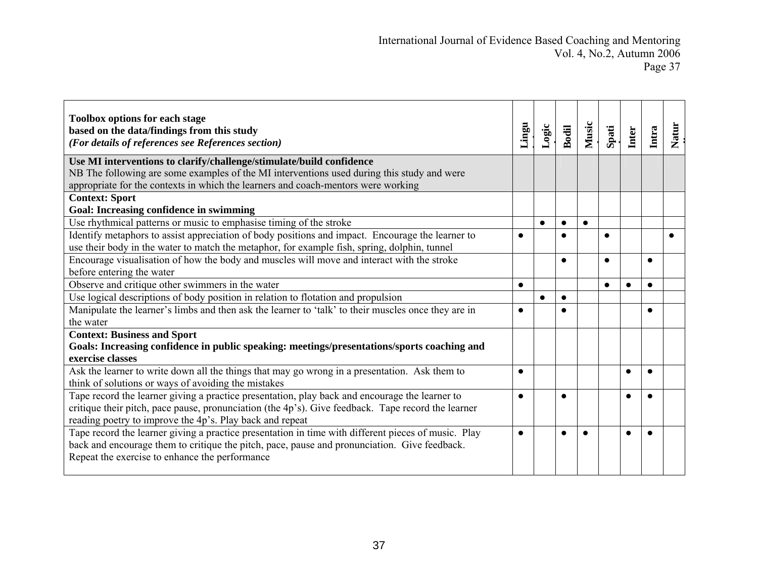| **Toolbox options for each stage based on the data/findings from this study** ***(For details of references see References section)*** | **Lingu** | **Logic** | **Bodil** | **Music** | **Spati** | **Inter** | **Intra** | **Natur** |
|---|---|---|---|---|---|---|---|---|
| **Use MI interventions to clarify/challenge/stimulate/build confidence** NB The following are some examples of the MI interventions used during this study and were appropriate for the contexts in which the learners and coach-mentors were working | | | | | | | | |
| **Context: Sport** **Goal: Increasing confidence in swimming** | | | | | | | | |
| Use rhythmical patterns or music to emphasise timing of the stroke | | ● | ● | ● | | | | |
| Identify metaphors to assist appreciation of body positions and impact. Encourage the learner to use their body in the water to match the metaphor, for example fish, spring, dolphin, tunnel | ● | | ● | | ● | | | ● |
| Encourage visualisation of how the body and muscles will move and interact with the stroke before entering the water | | | ● | | ● | | ● | |
| Observe and critique other swimmers in the water | ● | | | | ● | ● | ● | |
| Use logical descriptions of body position in relation to flotation and propulsion | | ● | ● | | | | | |
| Manipulate the learner's limbs and then ask the learner to 'talk' to their muscles once they are in the water | ● | | ● | | | | ● | |
| **Context: Business and Sport** **Goals: Increasing confidence in public speaking: meetings/presentations/sports coaching and exercise classes** | | | | | | | | |
| Ask the learner to write down all the things that may go wrong in a presentation. Ask them to think of solutions or ways of avoiding the mistakes | ● | | | | | ● | ● | |
| Tape record the learner giving a practice presentation, play back and encourage the learner to critique their pitch, pace pause, pronunciation (the 4p's). Give feedback. Tape record the learner reading poetry to improve the 4p's. Play back and repeat | ● | | ● | | | ● | ● | |
| Tape record the learner giving a practice presentation in time with different pieces of music. Play back and encourage them to critique the pitch, pace, pause and pronunciation. Give feedback. Repeat the exercise to enhance the performance | ● | | ● | ● | | ● | ● | |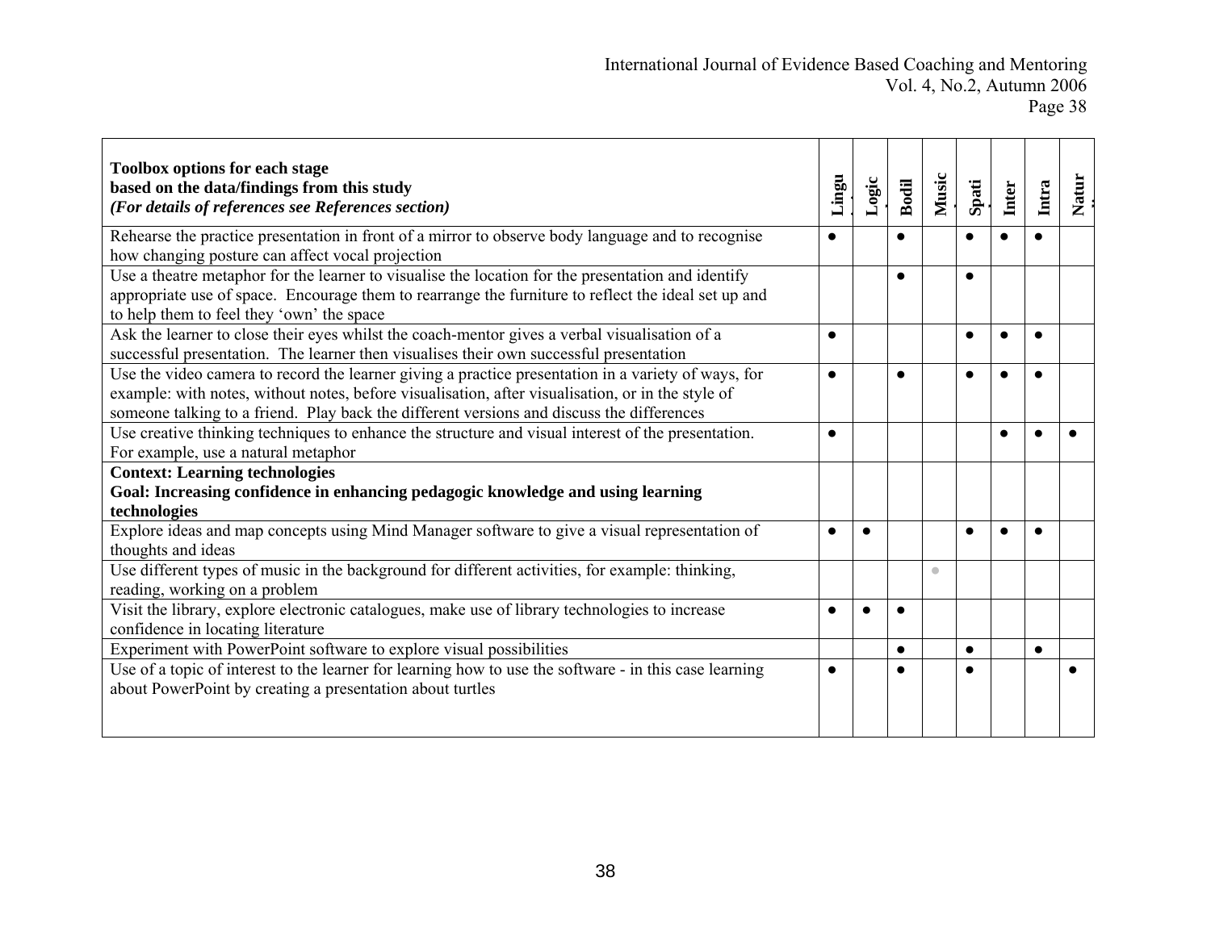| **Toolbox options for each stage based on the data/findings from this study** *(For details of references see References section)* | **Lingu** | **Logic** | **Bodil** | **Music** | **Spati** | **Inter** | **Intra** | **Natur** |
|---|---|---|---|---|---|---|---|---|
| Rehearse the practice presentation in front of a mirror to observe body language and to recognise how changing posture can affect vocal projection | ● | | ● | | ● | ● | ● | |
| Use a theatre metaphor for the learner to visualise the location for the presentation and identify appropriate use of space. Encourage them to rearrange the furniture to reflect the ideal set up and to help them to feel they 'own' the space | | | ● | | ● | | | |
| Ask the learner to close their eyes whilst the coach-mentor gives a verbal visualisation of a successful presentation. The learner then visualises their own successful presentation | ● | | | | ● | ● | ● | |
| Use the video camera to record the learner giving a practice presentation in a variety of ways, for example: with notes, without notes, before visualisation, after visualisation, or in the style of someone talking to a friend. Play back the different versions and discuss the differences | ● | | ● | | ● | ● | ● | |
| Use creative thinking techniques to enhance the structure and visual interest of the presentation. For example, use a natural metaphor | ● | | | | | ● | ● | ● |
| **Context: Learning technologies** **Goal: Increasing confidence in enhancing pedagogic knowledge and using learning technologies** | | | | | | | | |
| Explore ideas and map concepts using Mind Manager software to give a visual representation of thoughts and ideas | ● | ● | | | ● | ● | ● | |
| Use different types of music in the background for different activities, for example: thinking, reading, working on a problem | | | | ● | | | | |
| Visit the library, explore electronic catalogues, make use of library technologies to increase confidence in locating literature | ● | ● | ● | | | | | |
| Experiment with PowerPoint software to explore visual possibilities | | | ● | | ● | | ● | |
| Use of a topic of interest to the learner for learning how to use the software - in this case learning about PowerPoint by creating a presentation about turtles | ● | | ● | | ● | | | ● |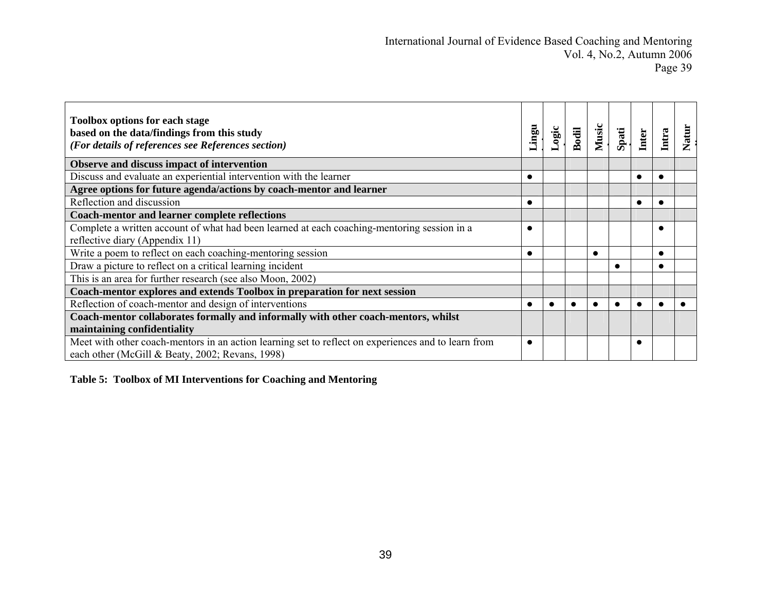| **Toolbox options for each stage based on the data/findings from this study** ***(For details of references see References section)*** | **Lingu** | **Logic** | **Bodil** | **Music** | **Spati** | **Inter** | **Intra** | **Natur** |
|---|---|---|---|---|---|---|---|---|
| **Observe and discuss impact of intervention** | | | | | | | | |
| Discuss and evaluate an experiential intervention with the learner | ● | | | | | ● | ● | |
| **Agree options for future agenda/actions by coach-mentor and learner** | | | | | | | | |
| Reflection and discussion | ● | | | | | ● | ● | |
| **Coach-mentor and learner complete reflections** | | | | | | | | |
| Complete a written account of what had been learned at each coaching-mentoring session in a reflective diary (Appendix 11) | ● | | | | | | ● | |
| Write a poem to reflect on each coaching-mentoring session | ● | | | ● | | | ● | |
| Draw a picture to reflect on a critical learning incident | | | | | ● | | ● | |
| This is an area for further research (see also Moon, 2002) | | | | | | | | |
| **Coach-mentor explores and extends Toolbox in preparation for next session** | | | | | | | | |
| Reflection of coach-mentor and design of interventions | ● | ● | ● | ● | ● | ● | ● | ● |
| **Coach-mentor collaborates formally and informally with other coach-mentors, whilst maintaining confidentiality** | | | | | | | | |
| Meet with other coach-mentors in an action learning set to reflect on experiences and to learn from each other (McGill & Beaty, 2002; Revans, 1998) | ● | | | | | ● | | |

**Table 5: Toolbox of MI Interventions for Coaching and Mentoring**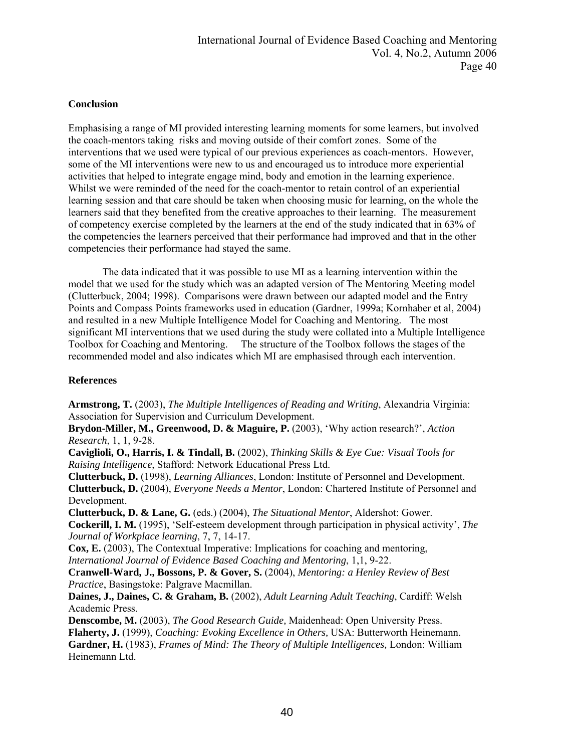## Conclusion

Emphasising a range of MI provided interesting learning moments for some learners, but involved the coach-mentors taking risks and moving outside of their comfort zones. Some of the interventions that we used were typical of our previous experiences as coach-mentors. However, some of the MI interventions were new to us and encouraged us to introduce more experiential activities that helped to integrate engage mind, body and emotion in the learning experience. Whilst we were reminded of the need for the coach-mentor to retain control of an experiential learning session and that care should be taken when choosing music for learning, on the whole the learners said that they benefited from the creative approaches to their learning. The measurement of competency exercise completed by the learners at the end of the study indicated that in 63% of the competencies the learners perceived that their performance had improved and that in the other competencies their performance had stayed the same.

The data indicated that it was possible to use MI as a learning intervention within the model that we used for the study which was an adapted version of The Mentoring Meeting model (Clutterbuck, 2004; 1998). Comparisons were drawn between our adapted model and the Entry Points and Compass Points frameworks used in education (Gardner, 1999a; Kornhaber et al, 2004) and resulted in a new Multiple Intelligence Model for Coaching and Mentoring. The most significant MI interventions that we used during the study were collated into a Multiple Intelligence Toolbox for Coaching and Mentoring. The structure of the Toolbox follows the stages of the recommended model and also indicates which MI are emphasised through each intervention.

## References

**Armstrong, T.** (2003), *The Multiple Intelligences of Reading and Writing*, Alexandria Virginia: Association for Supervision and Curriculum Development.

**Brydon-Miller, M., Greenwood, D. & Maguire, P.** (2003), 'Why action research?', *Action Research*, 1, 1, 9-28.

**Caviglioli, O., Harris, I. & Tindall, B.** (2002), *Thinking Skills & Eye Cue: Visual Tools for Raising Intelligence*, Stafford: Network Educational Press Ltd.

**Clutterbuck, D.** (1998), *Learning Alliances*, London: Institute of Personnel and Development.

**Clutterbuck, D.** (2004), *Everyone Needs a Mentor*, London: Chartered Institute of Personnel and Development.

**Clutterbuck, D. & Lane, G.** (eds.) (2004), *The Situational Mentor*, Aldershot: Gower.

**Cockerill, I. M.** (1995), 'Self-esteem development through participation in physical activity', *The Journal of Workplace learning*, 7, 7, 14-17.

**Cox, E.** (2003), The Contextual Imperative: Implications for coaching and mentoring, *International Journal of Evidence Based Coaching and Mentoring*, 1,1, 9-22.

**Cranwell-Ward, J., Bossons, P. & Gover, S.** (2004), *Mentoring: a Henley Review of Best Practice*, Basingstoke: Palgrave Macmillan.

**Daines, J., Daines, C. & Graham, B.** (2002), *Adult Learning Adult Teaching*, Cardiff: Welsh Academic Press.

**Denscombe, M.** (2003), *The Good Research Guide,* Maidenhead: Open University Press.

**Flaherty, J.** (1999), *Coaching: Evoking Excellence in Others,* USA: Butterworth Heinemann.

**Gardner, H.** (1983), *Frames of Mind: The Theory of Multiple Intelligences,* London: William Heinemann Ltd.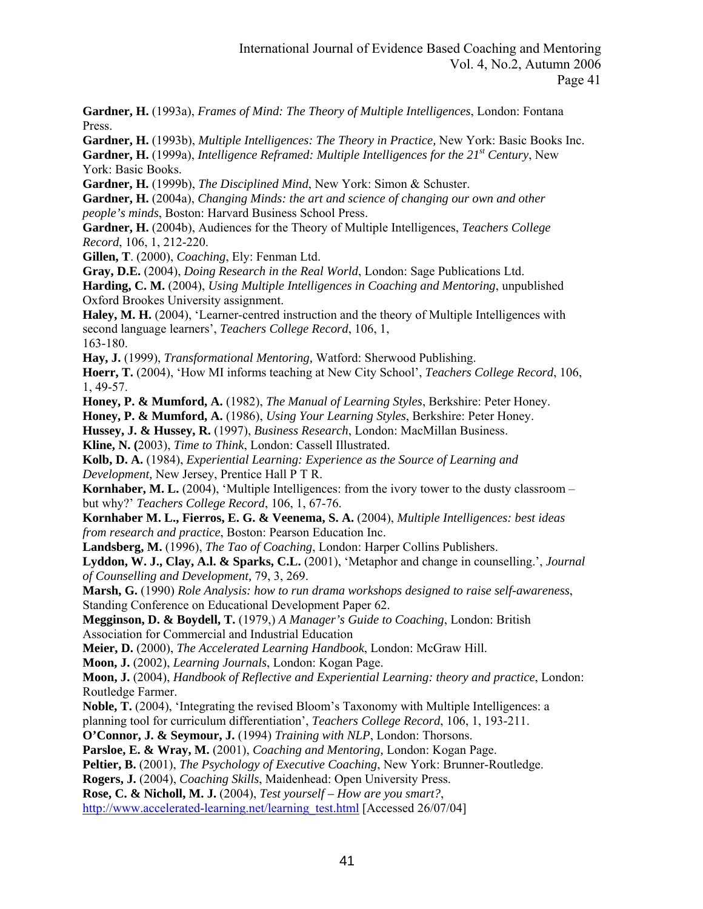**Gardner, H.** (1993a), *Frames of Mind: The Theory of Multiple Intelligences*, London: Fontana Press.

**Gardner, H.** (1993b), *Multiple Intelligences: The Theory in Practice,* New York: Basic Books Inc.

**Gardner, H.** (1999a), *Intelligence Reframed: Multiple Intelligences for the 21st Century*, New York: Basic Books.

**Gardner, H.** (1999b), *The Disciplined Mind*, New York: Simon & Schuster.

**Gardner, H.** (2004a), *Changing Minds: the art and science of changing our own and other people's minds*, Boston: Harvard Business School Press.

**Gardner, H.** (2004b), Audiences for the Theory of Multiple Intelligences, *Teachers College Record*, 106, 1, 212-220.

**Gillen, T**. (2000), *Coaching*, Ely: Fenman Ltd.

**Gray, D.E.** (2004), *Doing Research in the Real World*, London: Sage Publications Ltd.

**Harding, C. M.** (2004), *Using Multiple Intelligences in Coaching and Mentoring*, unpublished Oxford Brookes University assignment.

**Haley, M. H.** (2004), 'Learner-centred instruction and the theory of Multiple Intelligences with second language learners', *Teachers College Record*, 106, 1, 163-180.

**Hay, J.** (1999), *Transformational Mentoring,* Watford: Sherwood Publishing.

**Hoerr, T.** (2004), 'How MI informs teaching at New City School', *Teachers College Record*, 106, 1, 49-57.

**Honey, P. & Mumford, A.** (1982), *The Manual of Learning Styles*, Berkshire: Peter Honey.

**Honey, P. & Mumford, A.** (1986), *Using Your Learning Styles*, Berkshire: Peter Honey.

**Hussey, J. & Hussey, R.** (1997), *Business Research*, London: MacMillan Business.

**Kline, N. (**2003), *Time to Think*, London: Cassell Illustrated.

**Kolb, D. A.** (1984), *Experiential Learning: Experience as the Source of Learning and Development,* New Jersey, Prentice Hall P T R.

**Kornhaber, M. L.** (2004), 'Multiple Intelligences: from the ivory tower to the dusty classroom – but why?' *Teachers College Record*, 106, 1, 67-76.

**Kornhaber M. L., Fierros, E. G. & Veenema, S. A.** (2004), *Multiple Intelligences: best ideas from research and practice*, Boston: Pearson Education Inc.

**Landsberg, M.** (1996), *The Tao of Coaching*, London: Harper Collins Publishers.

**Lyddon, W. J., Clay, A.l. & Sparks, C.L.** (2001), 'Metaphor and change in counselling.', *Journal of Counselling and Development,* 79, 3, 269.

**Marsh, G.** (1990) *Role Analysis: how to run drama workshops designed to raise self-awareness*, Standing Conference on Educational Development Paper 62.

**Megginson, D. & Boydell, T.** (1979,) *A Manager's Guide to Coaching*, London: British Association for Commercial and Industrial Education

**Meier, D.** (2000), *The Accelerated Learning Handbook*, London: McGraw Hill.

**Moon, J.** (2002), *Learning Journals*, London: Kogan Page.

**Moon, J.** (2004), *Handbook of Reflective and Experiential Learning: theory and practice*, London: Routledge Farmer.

**Noble, T.** (2004), 'Integrating the revised Bloom's Taxonomy with Multiple Intelligences: a planning tool for curriculum differentiation', *Teachers College Record*, 106, 1, 193-211.

**O'Connor, J. & Seymour, J.** (1994) *Training with NLP*, London: Thorsons.

**Parsloe, E. & Wray, M.** (2001), *Coaching and Mentoring,* London: Kogan Page.

**Peltier, B.** (2001), *The Psychology of Executive Coaching*, New York: Brunner-Routledge.

**Rogers, J.** (2004), *Coaching Skills*, Maidenhead: Open University Press.

**Rose, C. & Nicholl, M. J.** (2004), *Test yourself – How are you smart?*, http://www.accelerated-learning.net/learning_test.html [Accessed 26/07/04]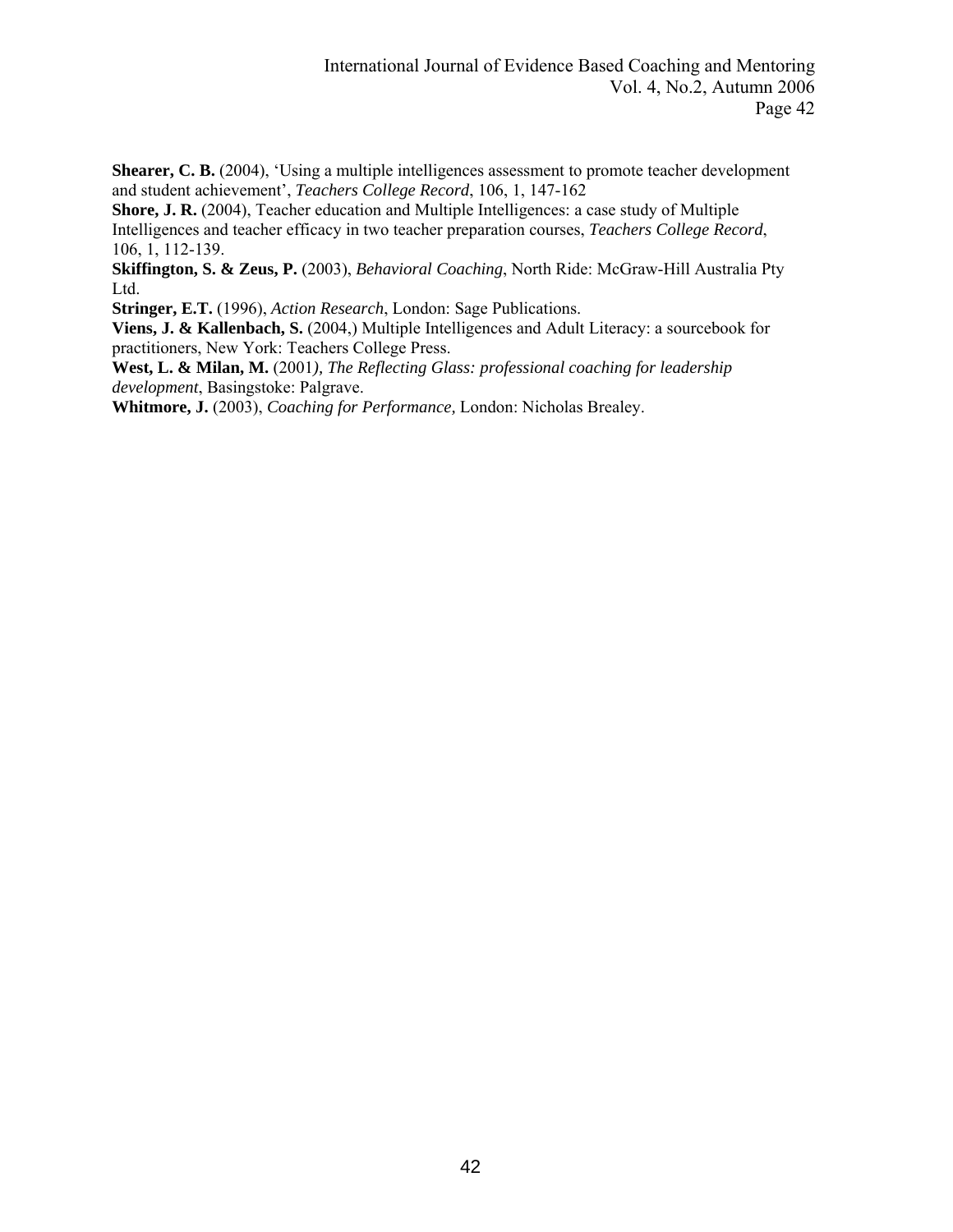**Shearer, C. B.** (2004), 'Using a multiple intelligences assessment to promote teacher development and student achievement', *Teachers College Record*, 106, 1, 147-162

**Shore, J. R.** (2004), Teacher education and Multiple Intelligences: a case study of Multiple Intelligences and teacher efficacy in two teacher preparation courses, *Teachers College Record*, 106, 1, 112-139.

**Skiffington, S. & Zeus, P.** (2003), *Behavioral Coaching*, North Ride: McGraw-Hill Australia Pty Ltd.

**Stringer, E.T.** (1996), *Action Research*, London: Sage Publications.

**Viens, J. & Kallenbach, S.** (2004,) Multiple Intelligences and Adult Literacy: a sourcebook for practitioners, New York: Teachers College Press.

**West, L. & Milan, M.** (2001*), The Reflecting Glass: professional coaching for leadership development*, Basingstoke: Palgrave.

**Whitmore, J.** (2003), *Coaching for Performance,* London: Nicholas Brealey.